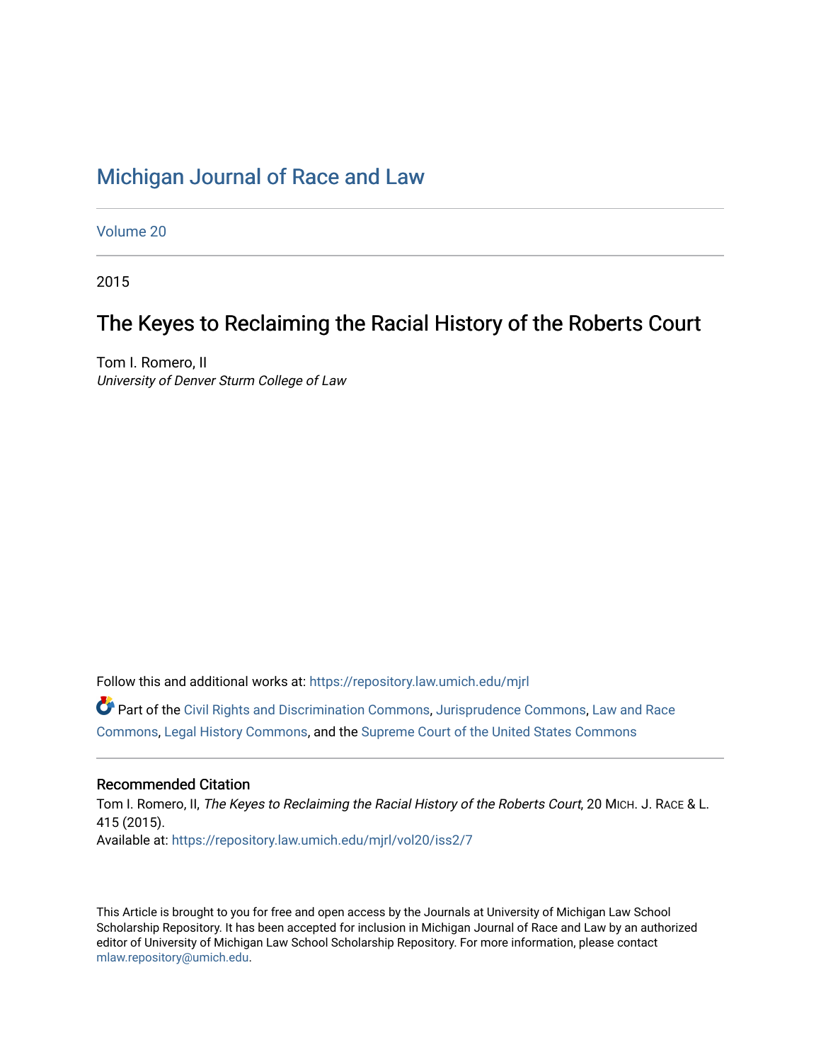# Michigan Journal of Race and Law

Volume 20

2015

## The Keyes to Reclaiming the Racial History of the Roberts Court

Tom I. Romero, II
*University of Denver Sturm College of Law*

Follow this and additional works at: https://repository.law.umich.edu/mjrl

Part of the Civil Rights and Discrimination Commons, Jurisprudence Commons, Law and Race Commons, Legal History Commons, and the Supreme Court of the United States Commons

### Recommended Citation

Tom I. Romero, II, *The Keyes to Reclaiming the Racial History of the Roberts Court*, 20 MICH. J. RACE & L. 415 (2015).
Available at: https://repository.law.umich.edu/mjrl/vol20/iss2/7

This Article is brought to you for free and open access by the Journals at University of Michigan Law School Scholarship Repository. It has been accepted for inclusion in Michigan Journal of Race and Law by an authorized editor of University of Michigan Law School Scholarship Repository. For more information, please contact mlaw.repository@umich.edu.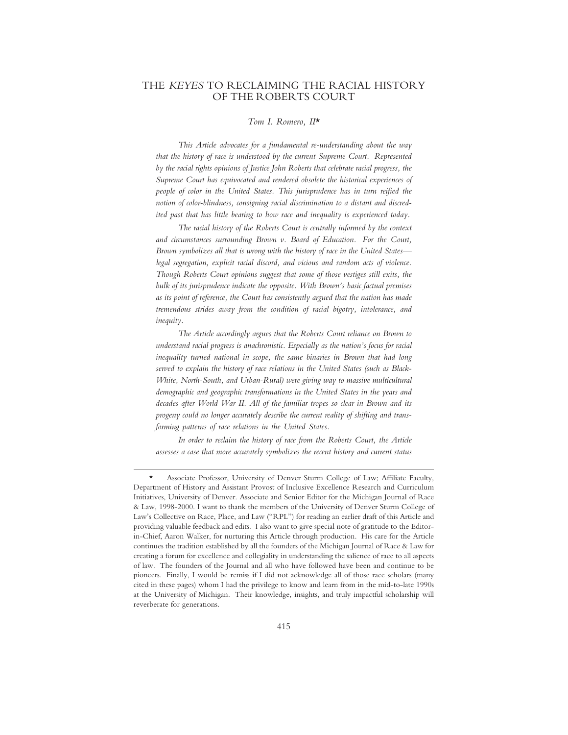# THE *KEYES* TO RECLAIMING THE RACIAL HISTORY OF THE ROBERTS COURT

*Tom I. Romero, II*\*

*This Article advocates for a fundamental re-understanding about the way that the history of race is understood by the current Supreme Court. Represented by the racial rights opinions of Justice John Roberts that celebrate racial progress, the Supreme Court has equivocated and rendered obsolete the historical experiences of people of color in the United States. This jurisprudence has in turn reified the notion of color-blindness, consigning racial discrimination to a distant and discredited past that has little bearing to how race and inequality is experienced today.*

*The racial history of the Roberts Court is centrally informed by the context and circumstances surrounding Brown v. Board of Education. For the Court, Brown symbolizes all that is wrong with the history of race in the United States—legal segregation, explicit racial discord, and vicious and random acts of violence. Though Roberts Court opinions suggest that some of those vestiges still exits, the bulk of its jurisprudence indicate the opposite. With Brown's basic factual premises as its point of reference, the Court has consistently argued that the nation has made tremendous strides away from the condition of racial bigotry, intolerance, and inequity.*

*The Article accordingly argues that the Roberts Court reliance on Brown to understand racial progress is anachronistic. Especially as the nation's focus for racial inequality turned national in scope, the same binaries in Brown that had long served to explain the history of race relations in the United States (such as Black-White, North-South, and Urban-Rural) were giving way to massive multicultural demographic and geographic transformations in the United States in the years and decades after World War II. All of the familiar tropes so clear in Brown and its progeny could no longer accurately describe the current reality of shifting and transforming patterns of race relations in the United States.*

*In order to reclaim the history of race from the Roberts Court, the Article assesses a case that more accurately symbolizes the recent history and current status*

---

\* Associate Professor, University of Denver Sturm College of Law; Affiliate Faculty, Department of History and Assistant Provost of Inclusive Excellence Research and Curriculum Initiatives, University of Denver. Associate and Senior Editor for the Michigan Journal of Race & Law, 1998-2000. I want to thank the members of the University of Denver Sturm College of Law's Collective on Race, Place, and Law ("RPL") for reading an earlier draft of this Article and providing valuable feedback and edits. I also want to give special note of gratitude to the Editor-in-Chief, Aaron Walker, for nurturing this Article through production. His care for the Article continues the tradition established by all the founders of the Michigan Journal of Race & Law for creating a forum for excellence and collegiality in understanding the salience of race to all aspects of law. The founders of the Journal and all who have followed have been and continue to be pioneers. Finally, I would be remiss if I did not acknowledge all of those race scholars (many cited in these pages) whom I had the privilege to know and learn from in the mid-to-late 1990s at the University of Michigan. Their knowledge, insights, and truly impactful scholarship will reverberate for generations.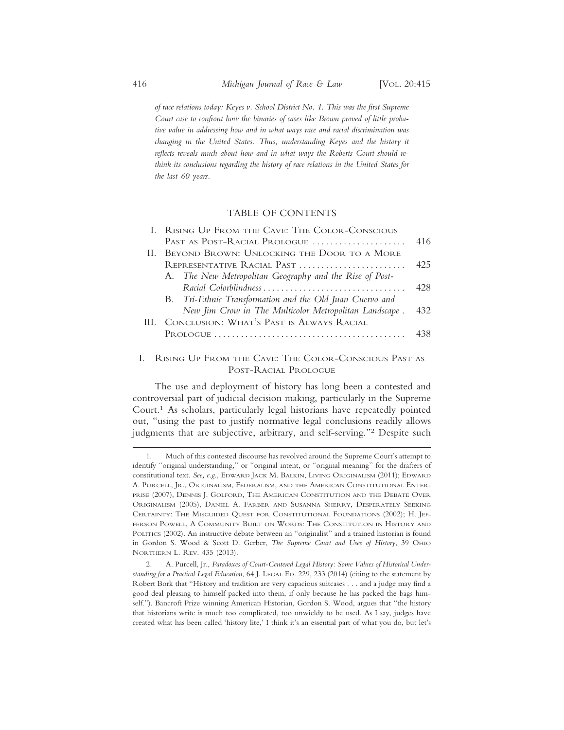*of race relations today: Keyes v. School District No. 1. This was the first Supreme Court case to confront how the binaries of cases like Brown proved of little probative value in addressing how and in what ways race and racial discrimination was changing in the United States. Thus, understanding Keyes and the history it reflects reveals much about how and in what ways the Roberts Court should rethink its conclusions regarding the history of race relations in the United States for the last 60 years.*

## TABLE OF CONTENTS

| | |
|---|---|
| I. Rising Up From the Cave: The Color-Conscious Past as Post-Racial Prologue | 416 |
| II. Beyond Brown: Unlocking the Door to a More Representative Racial Past | 425 |
| A. *The New Metropolitan Geography and the Rise of Post-Racial Colorblindness* | 428 |
| B. *Tri-Ethnic Transformation and the Old Juan Cuervo and New Jim Crow in The Multicolor Metropolitan Landscape* | 432 |
| III. Conclusion: What's Past is Always Racial Prologue | 438 |

## I. Rising Up From the Cave: The Color-Conscious Past as Post-Racial Prologue

The use and deployment of history has long been a contested and controversial part of judicial decision making, particularly in the Supreme Court.[1] As scholars, particularly legal historians have repeatedly pointed out, "using the past to justify normative legal conclusions readily allows judgments that are subjective, arbitrary, and self-serving."[2] Despite such

---

1. Much of this contested discourse has revolved around the Supreme Court's attempt to identify "original understanding," or "original intent, or "original meaning" for the drafters of constitutional text. *See, e.g.*, Edward Jack M. Balkin, Living Originalism (2011); Edward A. Purcell, Jr., Originalism, Federalism, and the American Constitutional Enterprise (2007), Dennis J. Golford, The American Constitution and the Debate Over Originalism (2005), Daniel A. Farber and Susanna Sherry, Desperately Seeking Certainty: The Misguided Quest for Constitutional Foundations (2002); H. Jefferson Powell, A Community Built on Words: The Constitution in History and Politics (2002). An instructive debate between an "originalist" and a trained historian is found in Gordon S. Wood & Scott D. Gerber, *The Supreme Court and Uses of History*, 39 Ohio Northern L. Rev. 435 (2013).

2. A. Purcell, Jr., *Paradoxes of Court-Centered Legal History: Some Values of Historical Understanding for a Practical Legal Education*, 64 J. Legal Ed. 229, 233 (2014) (citing to the statement by Robert Bork that "History and tradition are very capacious suitcases . . . and a judge may find a good deal pleasing to himself packed into them, if only because he has packed the bags himself."). Bancroft Prize winning American Historian, Gordon S. Wood, argues that "the history that historians write is much too complicated, too unwieldy to be used. As I say, judges have created what has been called 'history lite,' I think it's an essential part of what you do, but let's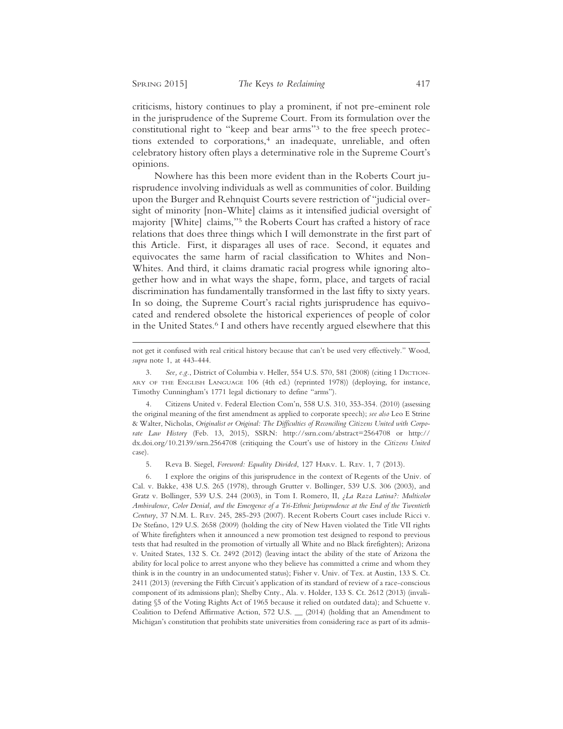criticisms, history continues to play a prominent, if not pre-eminent role in the jurisprudence of the Supreme Court. From its formulation over the constitutional right to "keep and bear arms"[3] to the free speech protections extended to corporations,[4] an inadequate, unreliable, and often celebratory history often plays a determinative role in the Supreme Court's opinions.

Nowhere has this been more evident than in the Roberts Court jurisprudence involving individuals as well as communities of color. Building upon the Burger and Rehnquist Courts severe restriction of "judicial oversight of minority [non-White] claims as it intensified judicial oversight of majority [White] claims,"[5] the Roberts Court has crafted a history of race relations that does three things which I will demonstrate in the first part of this Article. First, it disparages all uses of race. Second, it equates and equivocates the same harm of racial classification to Whites and Non-Whites. And third, it claims dramatic racial progress while ignoring altogether how and in what ways the shape, form, place, and targets of racial discrimination has fundamentally transformed in the last fifty to sixty years. In so doing, the Supreme Court's racial rights jurisprudence has equivocated and rendered obsolete the historical experiences of people of color in the United States.[6] I and others have recently argued elsewhere that this

---

not get it confused with real critical history because that can't be used very effectively." Wood, *supra* note 1, at 443-444.

3. *See, e.g.*, District of Columbia v. Heller, 554 U.S. 570, 581 (2008) (citing 1 Dictionary of the English Language 106 (4th ed.) (reprinted 1978)) (deploying, for instance, Timothy Cunningham's 1771 legal dictionary to define "arms").

4. Citizens United v. Federal Election Com'n, 558 U.S. 310, 353-354. (2010) (assessing the original meaning of the first amendment as applied to corporate speech); *see also* Leo E Strine & Walter, Nicholas, *Originalist or Original: The Difficulties of Reconciling Citizens United with Corporate Law History* (Feb. 13, 2015), SSRN: http://ssrn.com/abstract=2564708 or http://dx.doi.org/10.2139/ssrn.2564708 (critiquing the Court's use of history in the *Citizens United* case).

5. Reva B. Siegel, *Foreword: Equality Divided*, 127 Harv. L. Rev. 1, 7 (2013).

6. I explore the origins of this jurisprudence in the context of Regents of the Univ. of Cal. v. Bakke, 438 U.S. 265 (1978), through Grutter v. Bollinger, 539 U.S. 306 (2003), and Gratz v. Bollinger, 539 U.S. 244 (2003), in Tom I. Romero, II, *¿La Raza Latina?: Multicolor Ambivalence, Color Denial, and the Emergence of a Tri-Ethnic Jurisprudence at the End of the Twentieth Century*, 37 N.M. L. Rev. 245, 285-293 (2007). Recent Roberts Court cases include Ricci v. De Stefano, 129 U.S. 2658 (2009) (holding the city of New Haven violated the Title VII rights of White firefighters when it announced a new promotion test designed to respond to previous tests that had resulted in the promotion of virtually all White and no Black firefighters); Arizona v. United States, 132 S. Ct. 2492 (2012) (leaving intact the ability of the state of Arizona the ability for local police to arrest anyone who they believe has committed a crime and whom they think is in the country in an undocumented status); Fisher v. Univ. of Tex. at Austin, 133 S. Ct. 2411 (2013) (reversing the Fifth Circuit's application of its standard of review of a race-conscious component of its admissions plan); Shelby Cnty., Ala. v. Holder, 133 S. Ct. 2612 (2013) (invalidating §5 of the Voting Rights Act of 1965 because it relied on outdated data); and Schuette v. Coalition to Defend Affirmative Action, 572 U.S. __ (2014) (holding that an Amendment to Michigan's constitution that prohibits state universities from considering race as part of its admis-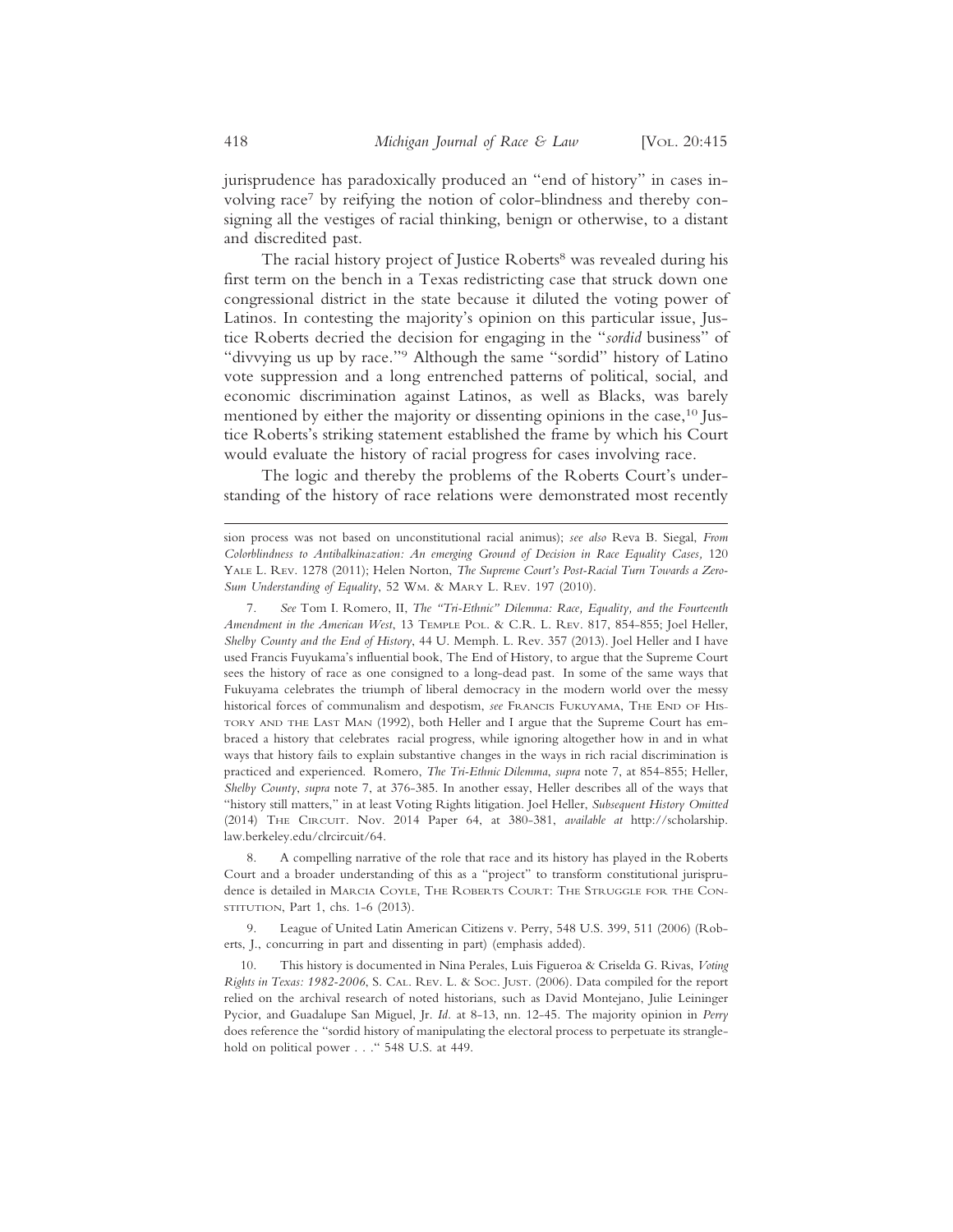jurisprudence has paradoxically produced an "end of history" in cases involving race[7] by reifying the notion of color-blindness and thereby consigning all the vestiges of racial thinking, benign or otherwise, to a distant and discredited past.

The racial history project of Justice Roberts[8] was revealed during his first term on the bench in a Texas redistricting case that struck down one congressional district in the state because it diluted the voting power of Latinos. In contesting the majority's opinion on this particular issue, Justice Roberts decried the decision for engaging in the "*sordid* business" of "divvying us up by race."[9] Although the same "sordid" history of Latino vote suppression and a long entrenched patterns of political, social, and economic discrimination against Latinos, as well as Blacks, was barely mentioned by either the majority or dissenting opinions in the case,[10] Justice Roberts's striking statement established the frame by which his Court would evaluate the history of racial progress for cases involving race.

The logic and thereby the problems of the Roberts Court's understanding of the history of race relations were demonstrated most recently

---

sion process was not based on unconstitutional racial animus); *see also* Reva B. Siegal, *From Colorblindness to Antibalkinazation: An emerging Ground of Decision in Race Equality Cases,* 120 Yale L. Rev. 1278 (2011); Helen Norton, *The Supreme Court's Post-Racial Turn Towards a Zero-Sum Understanding of Equality*, 52 Wm. & Mary L. Rev. 197 (2010).

7. *See* Tom I. Romero, II, *The "Tri-Ethnic" Dilemma: Race, Equality, and the Fourteenth Amendment in the American West*, 13 Temple Pol. & C.R. L. Rev. 817, 854-855; Joel Heller, *Shelby County and the End of History*, 44 U. Memph. L. Rev. 357 (2013). Joel Heller and I have used Francis Fuyukama's influential book, The End of History, to argue that the Supreme Court sees the history of race as one consigned to a long-dead past. In some of the same ways that Fukuyama celebrates the triumph of liberal democracy in the modern world over the messy historical forces of communalism and despotism, *see* Francis Fukuyama, The End of History and the Last Man (1992), both Heller and I argue that the Supreme Court has embraced a history that celebrates racial progress, while ignoring altogether how in and in what ways that history fails to explain substantive changes in the ways in rich racial discrimination is practiced and experienced. Romero, *The Tri-Ethnic Dilemma*, *supra* note 7, at 854-855; Heller, *Shelby County*, *supra* note 7, at 376-385. In another essay, Heller describes all of the ways that "history still matters," in at least Voting Rights litigation. Joel Heller, *Subsequent History Omitted* (2014) The Circuit. Nov. 2014 Paper 64, at 380-381, *available at* http://scholarship.law.berkeley.edu/clrcircuit/64.

8. A compelling narrative of the role that race and its history has played in the Roberts Court and a broader understanding of this as a "project" to transform constitutional jurisprudence is detailed in Marcia Coyle, The Roberts Court: The Struggle for the Constitution, Part 1, chs. 1-6 (2013).

9. League of United Latin American Citizens v. Perry, 548 U.S. 399, 511 (2006) (Roberts, J., concurring in part and dissenting in part) (emphasis added).

10. This history is documented in Nina Perales, Luis Figueroa & Criselda G. Rivas, *Voting Rights in Texas: 1982-2006*, S. Cal. Rev. L. & Soc. Just. (2006). Data compiled for the report relied on the archival research of noted historians, such as David Montejano, Julie Leininger Pycior, and Guadalupe San Miguel, Jr. *Id.* at 8-13, nn. 12-45. The majority opinion in *Perry* does reference the "sordid history of manipulating the electoral process to perpetuate its stranglehold on political power . . ." 548 U.S. at 449.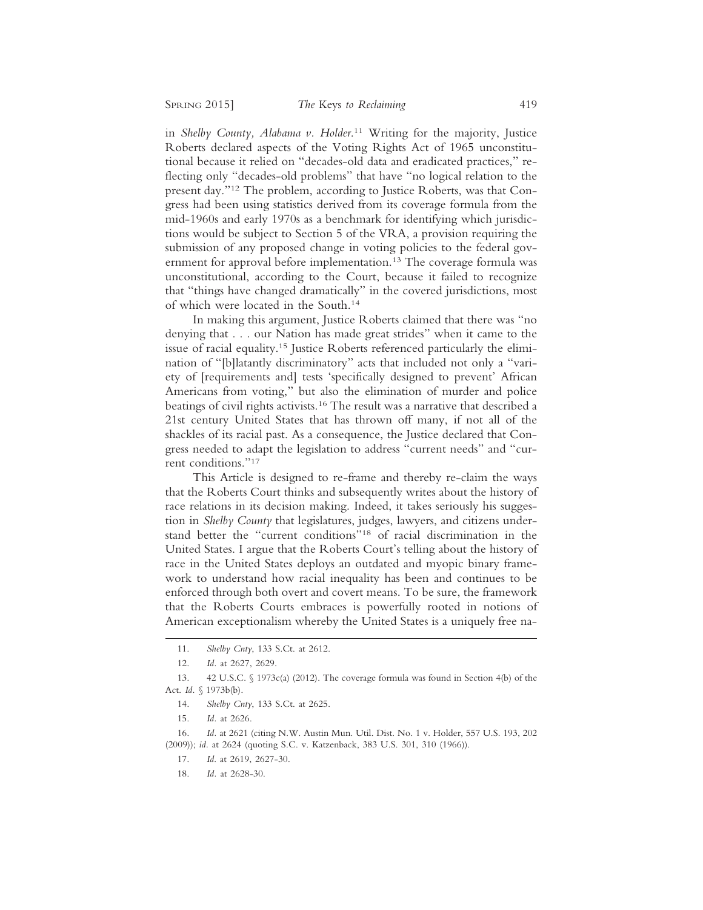in *Shelby County, Alabama v. Holder*.[11] Writing for the majority, Justice Roberts declared aspects of the Voting Rights Act of 1965 unconstitutional because it relied on "decades-old data and eradicated practices," reflecting only "decades-old problems" that have "no logical relation to the present day."[12] The problem, according to Justice Roberts, was that Congress had been using statistics derived from its coverage formula from the mid-1960s and early 1970s as a benchmark for identifying which jurisdictions would be subject to Section 5 of the VRA, a provision requiring the submission of any proposed change in voting policies to the federal government for approval before implementation.[13] The coverage formula was unconstitutional, according to the Court, because it failed to recognize that "things have changed dramatically" in the covered jurisdictions, most of which were located in the South.[14]

In making this argument, Justice Roberts claimed that there was "no denying that . . . our Nation has made great strides" when it came to the issue of racial equality.[15] Justice Roberts referenced particularly the elimination of "[b]latantly discriminatory" acts that included not only a "variety of [requirements and] tests 'specifically designed to prevent' African Americans from voting," but also the elimination of murder and police beatings of civil rights activists.[16] The result was a narrative that described a 21st century United States that has thrown off many, if not all of the shackles of its racial past. As a consequence, the Justice declared that Congress needed to adapt the legislation to address "current needs" and "current conditions."[17]

This Article is designed to re-frame and thereby re-claim the ways that the Roberts Court thinks and subsequently writes about the history of race relations in its decision making. Indeed, it takes seriously his suggestion in *Shelby County* that legislatures, judges, lawyers, and citizens understand better the "current conditions"[18] of racial discrimination in the United States. I argue that the Roberts Court's telling about the history of race in the United States deploys an outdated and myopic binary framework to understand how racial inequality has been and continues to be enforced through both overt and covert means. To be sure, the framework that the Roberts Courts embraces is powerfully rooted in notions of American exceptionalism whereby the United States is a uniquely free na-

---

11. *Shelby Cnty*, 133 S.Ct. at 2612.

12. *Id.* at 2627, 2629.

13. 42 U.S.C. § 1973c(a) (2012). The coverage formula was found in Section 4(b) of the Act. *Id.* § 1973b(b).

14. *Shelby Cnty*, 133 S.Ct. at 2625.

15. *Id.* at 2626.

16. *Id.* at 2621 (citing N.W. Austin Mun. Util. Dist. No. 1 v. Holder, 557 U.S. 193, 202 (2009)); *id.* at 2624 (quoting S.C. v. Katzenback, 383 U.S. 301, 310 (1966)).

17. *Id.* at 2619, 2627-30.

18. *Id.* at 2628-30.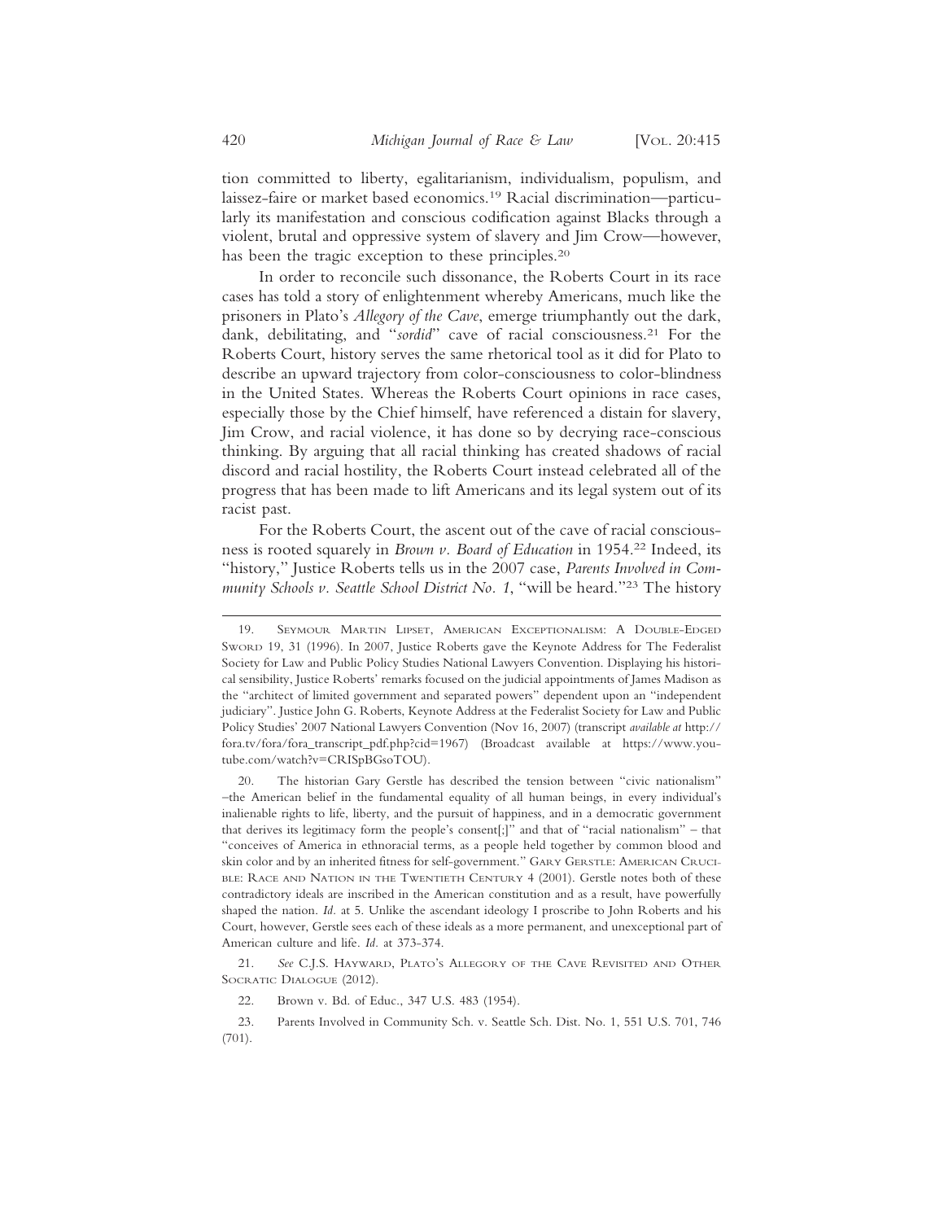tion committed to liberty, egalitarianism, individualism, populism, and laissez-faire or market based economics.[19] Racial discrimination—particularly its manifestation and conscious codification against Blacks through a violent, brutal and oppressive system of slavery and Jim Crow—however, has been the tragic exception to these principles.[20]

In order to reconcile such dissonance, the Roberts Court in its race cases has told a story of enlightenment whereby Americans, much like the prisoners in Plato's *Allegory of the Cave*, emerge triumphantly out the dark, dank, debilitating, and "*sordid*" cave of racial consciousness.[21] For the Roberts Court, history serves the same rhetorical tool as it did for Plato to describe an upward trajectory from color-consciousness to color-blindness in the United States. Whereas the Roberts Court opinions in race cases, especially those by the Chief himself, have referenced a distain for slavery, Jim Crow, and racial violence, it has done so by decrying race-conscious thinking. By arguing that all racial thinking has created shadows of racial discord and racial hostility, the Roberts Court instead celebrated all of the progress that has been made to lift Americans and its legal system out of its racist past.

For the Roberts Court, the ascent out of the cave of racial consciousness is rooted squarely in *Brown v. Board of Education* in 1954.[22] Indeed, its "history," Justice Roberts tells us in the 2007 case, *Parents Involved in Community Schools v. Seattle School District No. 1*, "will be heard."[23] The history

---

19. Seymour Martin Lipset, American Exceptionalism: A Double-Edged Sword 19, 31 (1996). In 2007, Justice Roberts gave the Keynote Address for The Federalist Society for Law and Public Policy Studies National Lawyers Convention. Displaying his historical sensibility, Justice Roberts' remarks focused on the judicial appointments of James Madison as the "architect of limited government and separated powers" dependent upon an "independent judiciary". Justice John G. Roberts, Keynote Address at the Federalist Society for Law and Public Policy Studies' 2007 National Lawyers Convention (Nov 16, 2007) (transcript *available at* http://fora.tv/fora/fora_transcript_pdf.php?cid=1967) (Broadcast available at https://www.youtube.com/watch?v=CRISpBGsoTOU).

20. The historian Gary Gerstle has described the tension between "civic nationalism" –the American belief in the fundamental equality of all human beings, in every individual's inalienable rights to life, liberty, and the pursuit of happiness, and in a democratic government that derives its legitimacy form the people's consent[;]" and that of "racial nationalism" – that "conceives of America in ethnoracial terms, as a people held together by common blood and skin color and by an inherited fitness for self-government." Gary Gerstle: American Crucible: Race and Nation in the Twentieth Century 4 (2001). Gerstle notes both of these contradictory ideals are inscribed in the American constitution and as a result, have powerfully shaped the nation. *Id.* at 5. Unlike the ascendant ideology I proscribe to John Roberts and his Court, however, Gerstle sees each of these ideals as a more permanent, and unexceptional part of American culture and life. *Id.* at 373-374.

21. *See* C.J.S. Hayward, Plato's Allegory of the Cave Revisited and Other Socratic Dialogue (2012).

22. Brown v. Bd. of Educ., 347 U.S. 483 (1954).

23. Parents Involved in Community Sch. v. Seattle Sch. Dist. No. 1, 551 U.S. 701, 746 (701).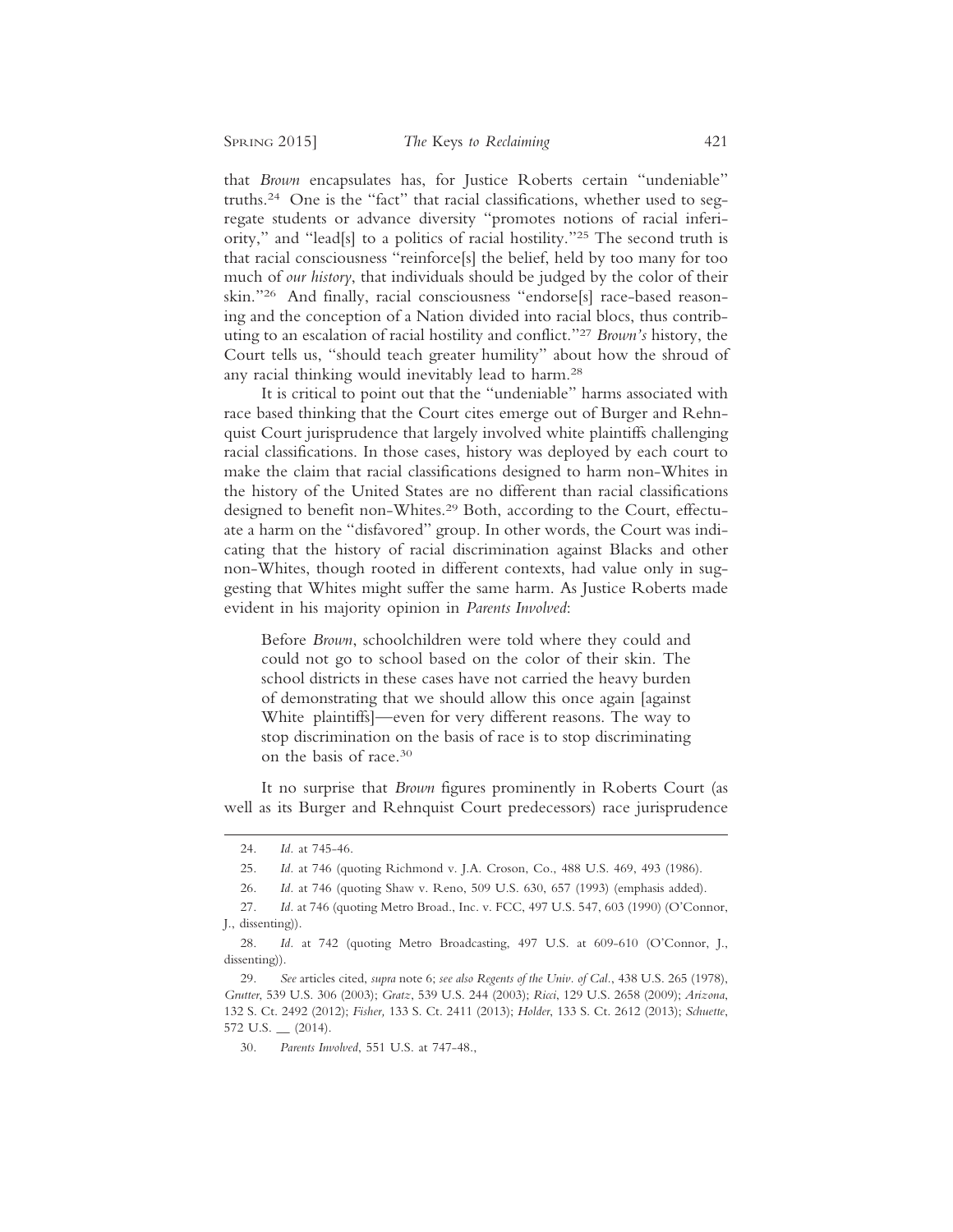that *Brown* encapsulates has, for Justice Roberts certain "undeniable" truths.[24] One is the "fact" that racial classifications, whether used to segregate students or advance diversity "promotes notions of racial inferiority," and "lead[s] to a politics of racial hostility."[25] The second truth is that racial consciousness "reinforce[s] the belief, held by too many for too much of *our history*, that individuals should be judged by the color of their skin."[26] And finally, racial consciousness "endorse[s] race-based reasoning and the conception of a Nation divided into racial blocs, thus contributing to an escalation of racial hostility and conflict."[27] *Brown's* history, the Court tells us, "should teach greater humility" about how the shroud of any racial thinking would inevitably lead to harm.[28]

It is critical to point out that the "undeniable" harms associated with race based thinking that the Court cites emerge out of Burger and Rehnquist Court jurisprudence that largely involved white plaintiffs challenging racial classifications. In those cases, history was deployed by each court to make the claim that racial classifications designed to harm non-Whites in the history of the United States are no different than racial classifications designed to benefit non-Whites.[29] Both, according to the Court, effectuate a harm on the "disfavored" group. In other words, the Court was indicating that the history of racial discrimination against Blacks and other non-Whites, though rooted in different contexts, had value only in suggesting that Whites might suffer the same harm. As Justice Roberts made evident in his majority opinion in *Parents Involved*:

> Before *Brown*, schoolchildren were told where they could and could not go to school based on the color of their skin. The school districts in these cases have not carried the heavy burden of demonstrating that we should allow this once again [against White plaintiffs]—even for very different reasons. The way to stop discrimination on the basis of race is to stop discriminating on the basis of race.[30]

It no surprise that *Brown* figures prominently in Roberts Court (as well as its Burger and Rehnquist Court predecessors) race jurisprudence

---

24. *Id.* at 745-46.

25. *Id.* at 746 (quoting Richmond v. J.A. Croson, Co., 488 U.S. 469, 493 (1986).

26. *Id.* at 746 (quoting Shaw v. Reno, 509 U.S. 630, 657 (1993) (emphasis added).

27. *Id.* at 746 (quoting Metro Broad., Inc. v. FCC, 497 U.S. 547, 603 (1990) (O'Connor, J., dissenting)).

28. *Id.* at 742 (quoting Metro Broadcasting, 497 U.S. at 609-610 (O'Connor, J., dissenting)).

29. *See* articles cited, *supra* note 6; *see also Regents of the Univ. of Cal.*, 438 U.S. 265 (1978), *Grutter*, 539 U.S. 306 (2003); *Gratz*, 539 U.S. 244 (2003); *Ricci*, 129 U.S. 2658 (2009); *Arizona*, 132 S. Ct. 2492 (2012); *Fisher,* 133 S. Ct. 2411 (2013); *Holder*, 133 S. Ct. 2612 (2013); *Schuette*, 572 U.S. __ (2014).

30. *Parents Involved*, 551 U.S. at 747-48.,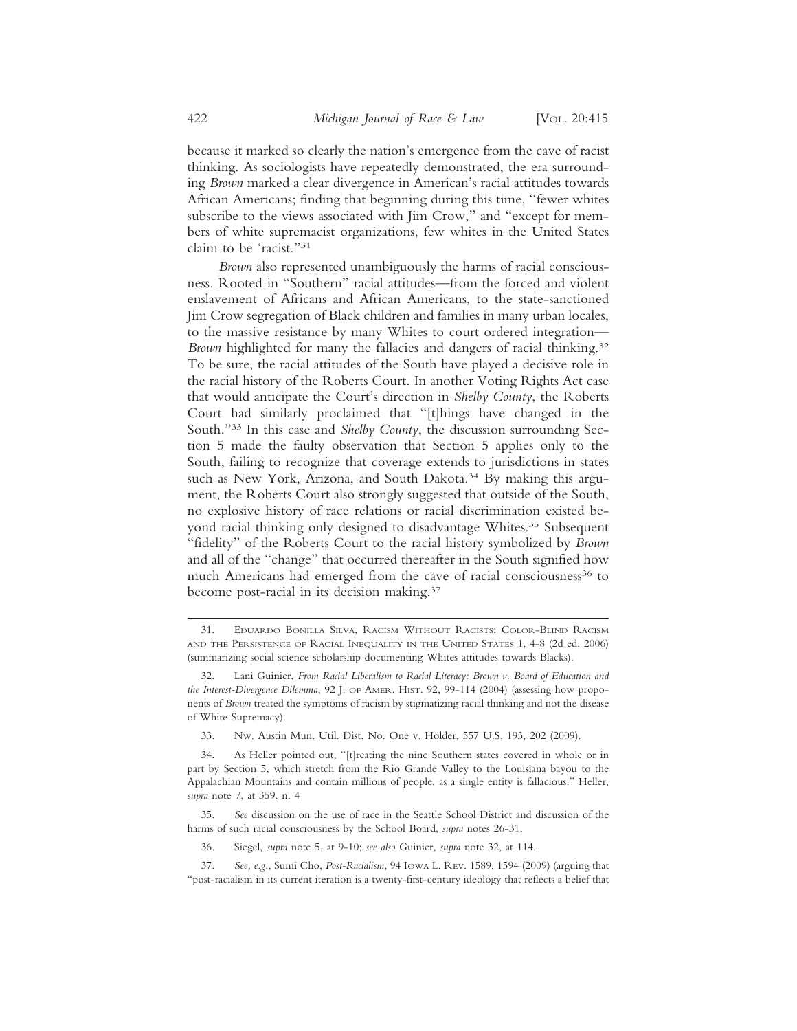because it marked so clearly the nation's emergence from the cave of racist thinking. As sociologists have repeatedly demonstrated, the era surrounding *Brown* marked a clear divergence in American's racial attitudes towards African Americans; finding that beginning during this time, "fewer whites subscribe to the views associated with Jim Crow," and "except for members of white supremacist organizations, few whites in the United States claim to be 'racist.'"[31]

*Brown* also represented unambiguously the harms of racial consciousness. Rooted in "Southern" racial attitudes—from the forced and violent enslavement of Africans and African Americans, to the state-sanctioned Jim Crow segregation of Black children and families in many urban locales, to the massive resistance by many Whites to court ordered integration—*Brown* highlighted for many the fallacies and dangers of racial thinking.[32] To be sure, the racial attitudes of the South have played a decisive role in the racial history of the Roberts Court. In another Voting Rights Act case that would anticipate the Court's direction in *Shelby County*, the Roberts Court had similarly proclaimed that "[t]hings have changed in the South."[33] In this case and *Shelby County*, the discussion surrounding Section 5 made the faulty observation that Section 5 applies only to the South, failing to recognize that coverage extends to jurisdictions in states such as New York, Arizona, and South Dakota.[34] By making this argument, the Roberts Court also strongly suggested that outside of the South, no explosive history of race relations or racial discrimination existed beyond racial thinking only designed to disadvantage Whites.[35] Subsequent "fidelity" of the Roberts Court to the racial history symbolized by *Brown* and all of the "change" that occurred thereafter in the South signified how much Americans had emerged from the cave of racial consciousness[36] to become post-racial in its decision making.[37]

---

31. Eduardo Bonilla Silva, Racism Without Racists: Color-Blind Racism and the Persistence of Racial Inequality in the United States 1, 4-8 (2d ed. 2006) (summarizing social science scholarship documenting Whites attitudes towards Blacks).

32. Lani Guinier, *From Racial Liberalism to Racial Literacy: Brown v. Board of Education and the Interest-Divergence Dilemma*, 92 J. of Amer. Hist. 92, 99-114 (2004) (assessing how proponents of *Brown* treated the symptoms of racism by stigmatizing racial thinking and not the disease of White Supremacy).

33. Nw. Austin Mun. Util. Dist. No. One v. Holder, 557 U.S. 193, 202 (2009).

34. As Heller pointed out, "[t]reating the nine Southern states covered in whole or in part by Section 5, which stretch from the Rio Grande Valley to the Louisiana bayou to the Appalachian Mountains and contain millions of people, as a single entity is fallacious." Heller, *supra* note 7, at 359. n. 4

35. *See* discussion on the use of race in the Seattle School District and discussion of the harms of such racial consciousness by the School Board, *supra* notes 26-31.

36. Siegel, *supra* note 5, at 9-10; *see also* Guinier, *supra* note 32, at 114.

37. *See, e.g.*, Sumi Cho, *Post-Racialism*, 94 Iowa L. Rev. 1589, 1594 (2009) (arguing that "post-racialism in its current iteration is a twenty-first-century ideology that reflects a belief that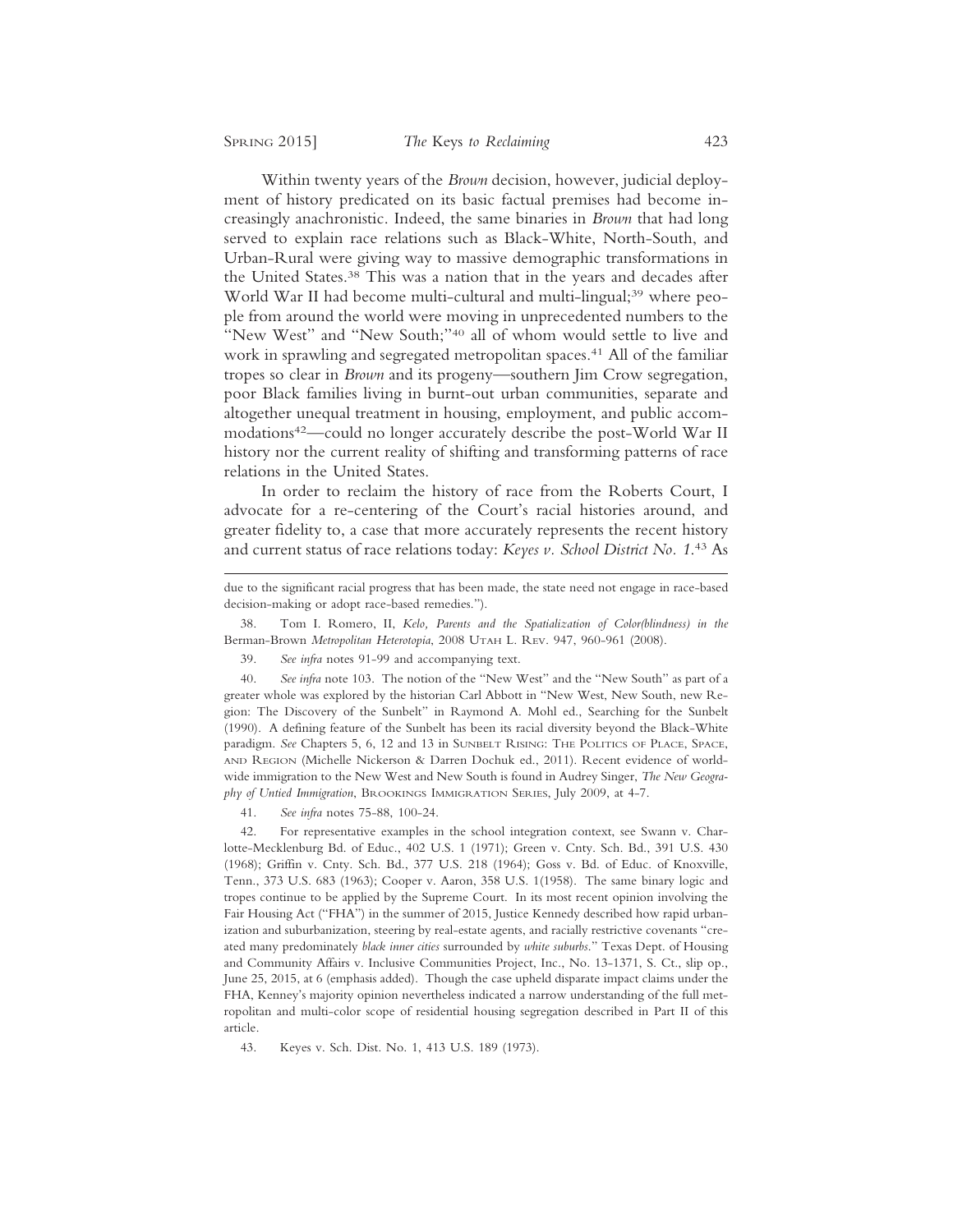Within twenty years of the *Brown* decision, however, judicial deployment of history predicated on its basic factual premises had become increasingly anachronistic. Indeed, the same binaries in *Brown* that had long served to explain race relations such as Black-White, North-South, and Urban-Rural were giving way to massive demographic transformations in the United States.[38] This was a nation that in the years and decades after World War II had become multi-cultural and multi-lingual;[39] where people from around the world were moving in unprecedented numbers to the "New West" and "New South;"[40] all of whom would settle to live and work in sprawling and segregated metropolitan spaces.[41] All of the familiar tropes so clear in *Brown* and its progeny—southern Jim Crow segregation, poor Black families living in burnt-out urban communities, separate and altogether unequal treatment in housing, employment, and public accommodations[42]—could no longer accurately describe the post-World War II history nor the current reality of shifting and transforming patterns of race relations in the United States.

In order to reclaim the history of race from the Roberts Court, I advocate for a re-centering of the Court's racial histories around, and greater fidelity to, a case that more accurately represents the recent history and current status of race relations today: *Keyes v. School District No. 1*.[43] As

---

due to the significant racial progress that has been made, the state need not engage in race-based decision-making or adopt race-based remedies.").

38. Tom I. Romero, II, *Kelo, Parents and the Spatialization of Color(blindness) in the* Berman-Brown *Metropolitan Heterotopia*, 2008 Utah L. Rev. 947, 960-961 (2008).

39. *See infra* notes 91-99 and accompanying text.

40. *See infra* note 103. The notion of the "New West" and the "New South" as part of a greater whole was explored by the historian Carl Abbott in "New West, New South, new Region: The Discovery of the Sunbelt" in Raymond A. Mohl ed., Searching for the Sunbelt (1990). A defining feature of the Sunbelt has been its racial diversity beyond the Black-White paradigm. *See* Chapters 5, 6, 12 and 13 in Sunbelt Rising: The Politics of Place, Space, and Region (Michelle Nickerson & Darren Dochuk ed., 2011). Recent evidence of worldwide immigration to the New West and New South is found in Audrey Singer, *The New Geography of Untied Immigration*, Brookings Immigration Series, July 2009, at 4-7.

41. *See infra* notes 75-88, 100-24.

42. For representative examples in the school integration context, see Swann v. Charlotte-Mecklenburg Bd. of Educ., 402 U.S. 1 (1971); Green v. Cnty. Sch. Bd., 391 U.S. 430 (1968); Griffin v. Cnty. Sch. Bd., 377 U.S. 218 (1964); Goss v. Bd. of Educ. of Knoxville, Tenn., 373 U.S. 683 (1963); Cooper v. Aaron, 358 U.S. 1(1958). The same binary logic and tropes continue to be applied by the Supreme Court. In its most recent opinion involving the Fair Housing Act ("FHA") in the summer of 2015, Justice Kennedy described how rapid urbanization and suburbanization, steering by real-estate agents, and racially restrictive covenants "created many predominately *black inner cities* surrounded by *white suburbs*." Texas Dept. of Housing and Community Affairs v. Inclusive Communities Project, Inc., No. 13-1371, S. Ct., slip op., June 25, 2015, at 6 (emphasis added). Though the case upheld disparate impact claims under the FHA, Kenney's majority opinion nevertheless indicated a narrow understanding of the full metropolitan and multi-color scope of residential housing segregation described in Part II of this article.

43. Keyes v. Sch. Dist. No. 1, 413 U.S. 189 (1973).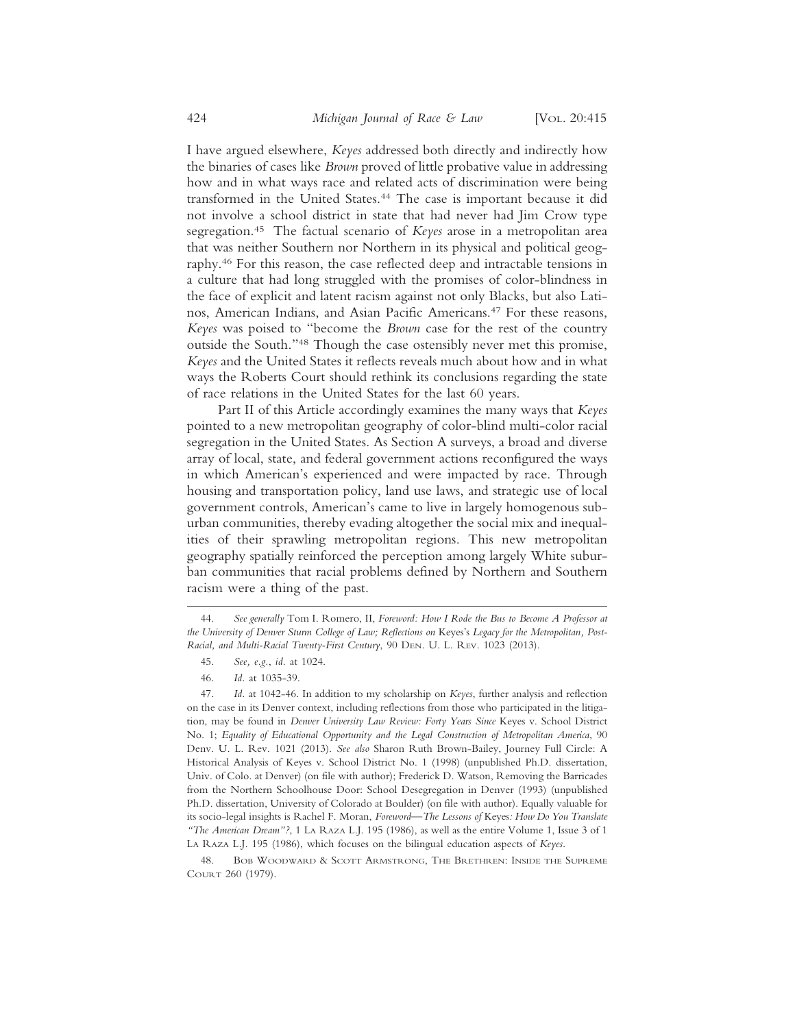I have argued elsewhere, *Keyes* addressed both directly and indirectly how the binaries of cases like *Brown* proved of little probative value in addressing how and in what ways race and related acts of discrimination were being transformed in the United States.[44] The case is important because it did not involve a school district in state that had never had Jim Crow type segregation.[45] The factual scenario of *Keyes* arose in a metropolitan area that was neither Southern nor Northern in its physical and political geography.[46] For this reason, the case reflected deep and intractable tensions in a culture that had long struggled with the promises of color-blindness in the face of explicit and latent racism against not only Blacks, but also Latinos, American Indians, and Asian Pacific Americans.[47] For these reasons, *Keyes* was poised to "become the *Brown* case for the rest of the country outside the South."[48] Though the case ostensibly never met this promise, *Keyes* and the United States it reflects reveals much about how and in what ways the Roberts Court should rethink its conclusions regarding the state of race relations in the United States for the last 60 years.

Part II of this Article accordingly examines the many ways that *Keyes* pointed to a new metropolitan geography of color-blind multi-color racial segregation in the United States. As Section A surveys, a broad and diverse array of local, state, and federal government actions reconfigured the ways in which American's experienced and were impacted by race. Through housing and transportation policy, land use laws, and strategic use of local government controls, American's came to live in largely homogenous suburban communities, thereby evading altogether the social mix and inequalities of their sprawling metropolitan regions. This new metropolitan geography spatially reinforced the perception among largely White suburban communities that racial problems defined by Northern and Southern racism were a thing of the past.

---

44. *See generally* Tom I. Romero, II, *Foreword: How I Rode the Bus to Become A Professor at the University of Denver Sturm College of Law; Reflections on* Keyes's *Legacy for the Metropolitan, Post-Racial, and Multi-Racial Twenty-First Century*, 90 Den. U. L. Rev. 1023 (2013).

45. *See, e.g.*, *id.* at 1024.

46. *Id.* at 1035-39.

47. *Id.* at 1042-46. In addition to my scholarship on *Keyes*, further analysis and reflection on the case in its Denver context, including reflections from those who participated in the litigation, may be found in *Denver University Law Review: Forty Years Since* Keyes v. School District No. 1; *Equality of Educational Opportunity and the Legal Construction of Metropolitan America*, 90 Denv. U. L. Rev. 1021 (2013). *See also* Sharon Ruth Brown-Bailey, Journey Full Circle: A Historical Analysis of Keyes v. School District No. 1 (1998) (unpublished Ph.D. dissertation, Univ. of Colo. at Denver) (on file with author); Frederick D. Watson, Removing the Barricades from the Northern Schoolhouse Door: School Desegregation in Denver (1993) (unpublished Ph.D. dissertation, University of Colorado at Boulder) (on file with author). Equally valuable for its socio-legal insights is Rachel F. Moran, *Foreword—The Lessons of* Keyes*: How Do You Translate "The American Dream"?*, 1 La Raza L.J. 195 (1986), as well as the entire Volume 1, Issue 3 of 1 La Raza L.J. 195 (1986), which focuses on the bilingual education aspects of *Keyes*.

48. Bob Woodward & Scott Armstrong, The Brethren: Inside the Supreme Court 260 (1979).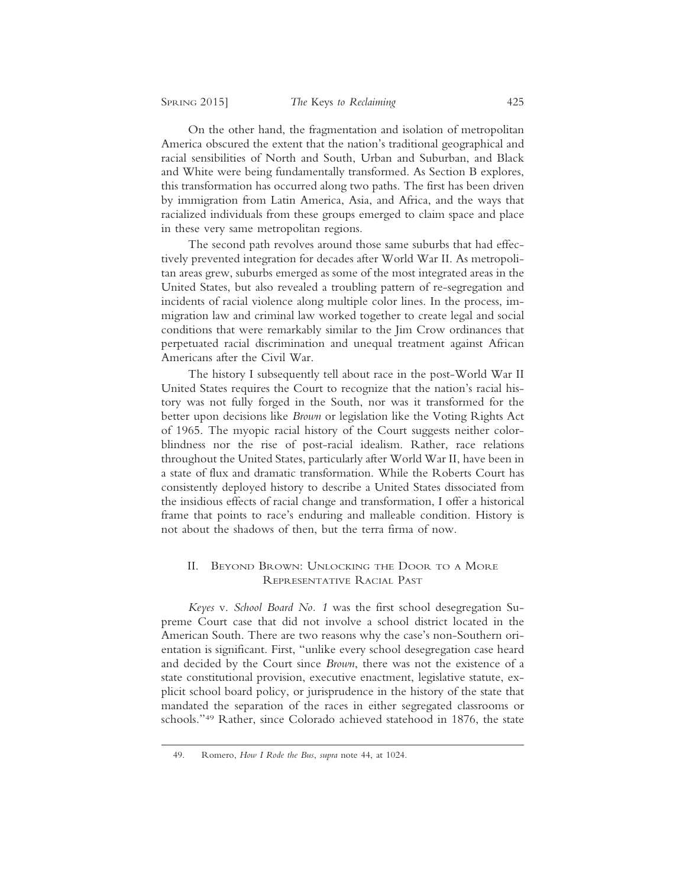On the other hand, the fragmentation and isolation of metropolitan America obscured the extent that the nation's traditional geographical and racial sensibilities of North and South, Urban and Suburban, and Black and White were being fundamentally transformed. As Section B explores, this transformation has occurred along two paths. The first has been driven by immigration from Latin America, Asia, and Africa, and the ways that racialized individuals from these groups emerged to claim space and place in these very same metropolitan regions.

The second path revolves around those same suburbs that had effectively prevented integration for decades after World War II. As metropolitan areas grew, suburbs emerged as some of the most integrated areas in the United States, but also revealed a troubling pattern of re-segregation and incidents of racial violence along multiple color lines. In the process, immigration law and criminal law worked together to create legal and social conditions that were remarkably similar to the Jim Crow ordinances that perpetuated racial discrimination and unequal treatment against African Americans after the Civil War.

The history I subsequently tell about race in the post-World War II United States requires the Court to recognize that the nation's racial history was not fully forged in the South, nor was it transformed for the better upon decisions like *Brown* or legislation like the Voting Rights Act of 1965. The myopic racial history of the Court suggests neither colorblindness nor the rise of post-racial idealism. Rather, race relations throughout the United States, particularly after World War II, have been in a state of flux and dramatic transformation. While the Roberts Court has consistently deployed history to describe a United States dissociated from the insidious effects of racial change and transformation, I offer a historical frame that points to race's enduring and malleable condition. History is not about the shadows of then, but the terra firma of now.

## II. Beyond Brown: Unlocking the Door to a More Representative Racial Past

*Keyes* v. *School Board No. 1* was the first school desegregation Supreme Court case that did not involve a school district located in the American South. There are two reasons why the case's non-Southern orientation is significant. First, "unlike every school desegregation case heard and decided by the Court since *Brown*, there was not the existence of a state constitutional provision, executive enactment, legislative statute, explicit school board policy, or jurisprudence in the history of the state that mandated the separation of the races in either segregated classrooms or schools."[49] Rather, since Colorado achieved statehood in 1876, the state

49. Romero, *How I Rode the Bus*, *supra* note 44, at 1024.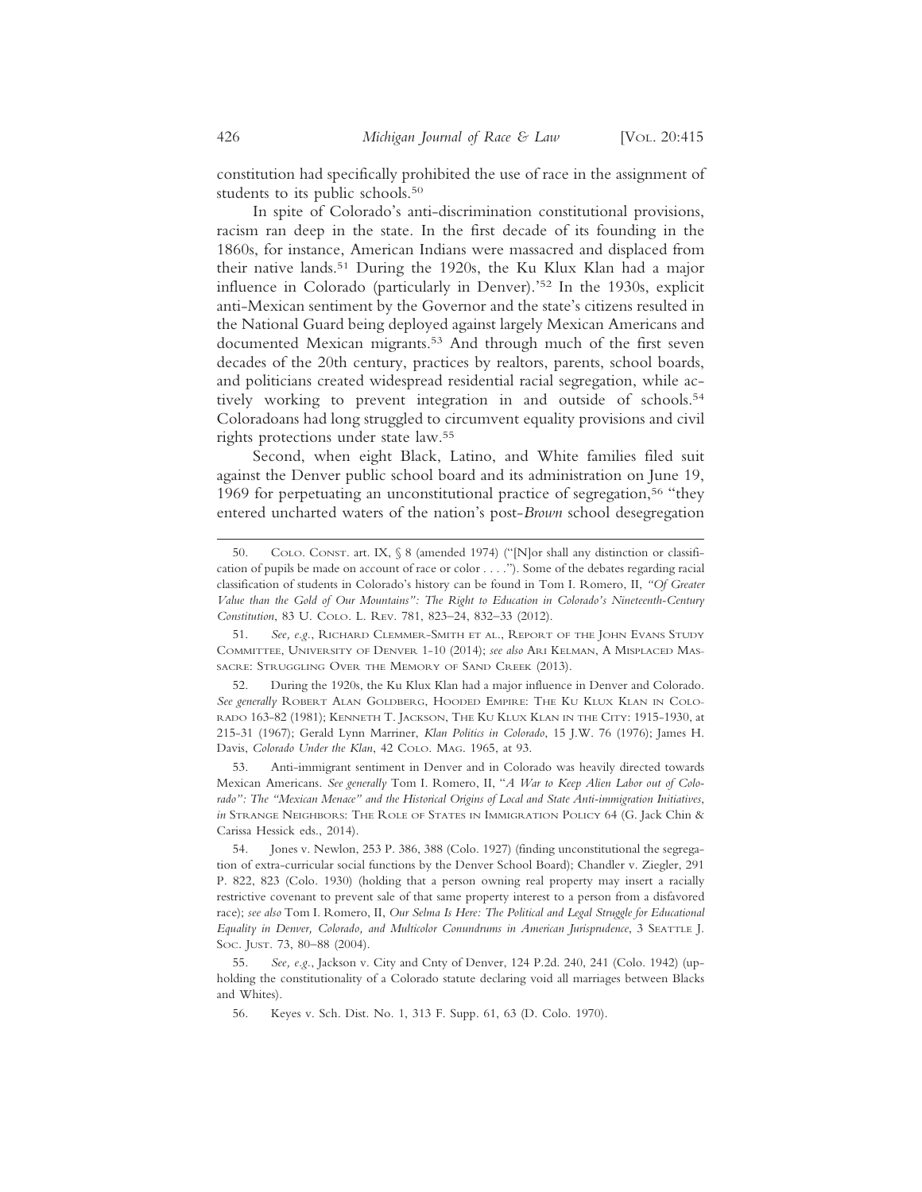constitution had specifically prohibited the use of race in the assignment of students to its public schools.[50]

In spite of Colorado's anti-discrimination constitutional provisions, racism ran deep in the state. In the first decade of its founding in the 1860s, for instance, American Indians were massacred and displaced from their native lands.[51] During the 1920s, the Ku Klux Klan had a major influence in Colorado (particularly in Denver).'[52] In the 1930s, explicit anti-Mexican sentiment by the Governor and the state's citizens resulted in the National Guard being deployed against largely Mexican Americans and documented Mexican migrants.[53] And through much of the first seven decades of the 20th century, practices by realtors, parents, school boards, and politicians created widespread residential racial segregation, while actively working to prevent integration in and outside of schools.[54] Coloradoans had long struggled to circumvent equality provisions and civil rights protections under state law.[55]

Second, when eight Black, Latino, and White families filed suit against the Denver public school board and its administration on June 19, 1969 for perpetuating an unconstitutional practice of segregation,[56] "they entered uncharted waters of the nation's post-*Brown* school desegregation

---

50. Colo. Const. art. IX, § 8 (amended 1974) ("[N]or shall any distinction or classification of pupils be made on account of race or color . . . ."). Some of the debates regarding racial classification of students in Colorado's history can be found in Tom I. Romero, II, *"Of Greater Value than the Gold of Our Mountains": The Right to Education in Colorado's Nineteenth-Century Constitution*, 83 U. Colo. L. Rev. 781, 823–24, 832–33 (2012).

51. *See, e.g.*, Richard Clemmer-Smith et al., Report of the John Evans Study Committee, University of Denver 1-10 (2014); *see also* Ari Kelman, A Misplaced Massacre: Struggling Over the Memory of Sand Creek (2013).

52. During the 1920s, the Ku Klux Klan had a major influence in Denver and Colorado. *See generally* Robert Alan Goldberg, Hooded Empire: The Ku Klux Klan in Colorado 163-82 (1981); Kenneth T. Jackson, The Ku Klux Klan in the City: 1915-1930, at 215-31 (1967); Gerald Lynn Marriner, *Klan Politics in Colorado*, 15 J.W. 76 (1976); James H. Davis, *Colorado Under the Klan*, 42 Colo. Mag. 1965, at 93.

53. Anti-immigrant sentiment in Denver and in Colorado was heavily directed towards Mexican Americans. *See generally* Tom I. Romero, II, "*A War to Keep Alien Labor out of Colorado": The "Mexican Menace" and the Historical Origins of Local and State Anti-immigration Initiatives*, *in* Strange Neighbors: The Role of States in Immigration Policy 64 (G. Jack Chin & Carissa Hessick eds., 2014).

54. Jones v. Newlon, 253 P. 386, 388 (Colo. 1927) (finding unconstitutional the segregation of extra-curricular social functions by the Denver School Board); Chandler v. Ziegler, 291 P. 822, 823 (Colo. 1930) (holding that a person owning real property may insert a racially restrictive covenant to prevent sale of that same property interest to a person from a disfavored race); *see also* Tom I. Romero, II, *Our Selma Is Here: The Political and Legal Struggle for Educational Equality in Denver, Colorado, and Multicolor Conundrums in American Jurisprudence*, 3 Seattle J. Soc. Just. 73, 80–88 (2004).

55. *See, e.g.*, Jackson v. City and Cnty of Denver, 124 P.2d. 240, 241 (Colo. 1942) (upholding the constitutionality of a Colorado statute declaring void all marriages between Blacks and Whites).

56. Keyes v. Sch. Dist. No. 1, 313 F. Supp. 61, 63 (D. Colo. 1970).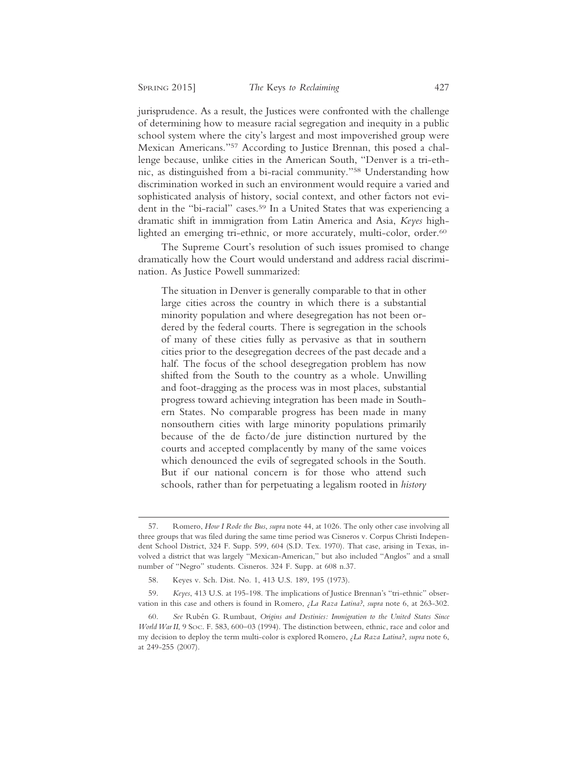jurisprudence. As a result, the Justices were confronted with the challenge of determining how to measure racial segregation and inequity in a public school system where the city's largest and most impoverished group were Mexican Americans."[57] According to Justice Brennan, this posed a challenge because, unlike cities in the American South, "Denver is a tri-ethnic, as distinguished from a bi-racial community."[58] Understanding how discrimination worked in such an environment would require a varied and sophisticated analysis of history, social context, and other factors not evident in the "bi-racial" cases.[59] In a United States that was experiencing a dramatic shift in immigration from Latin America and Asia, *Keyes* highlighted an emerging tri-ethnic, or more accurately, multi-color, order.[60]

The Supreme Court's resolution of such issues promised to change dramatically how the Court would understand and address racial discrimination. As Justice Powell summarized:

> The situation in Denver is generally comparable to that in other large cities across the country in which there is a substantial minority population and where desegregation has not been ordered by the federal courts. There is segregation in the schools of many of these cities fully as pervasive as that in southern cities prior to the desegregation decrees of the past decade and a half. The focus of the school desegregation problem has now shifted from the South to the country as a whole. Unwilling and foot-dragging as the process was in most places, substantial progress toward achieving integration has been made in Southern States. No comparable progress has been made in many nonsouthern cities with large minority populations primarily because of the de facto/de jure distinction nurtured by the courts and accepted complacently by many of the same voices which denounced the evils of segregated schools in the South. But if our national concern is for those who attend such schools, rather than for perpetuating a legalism rooted in *history*

---

57. Romero, *How I Rode the Bus*, *supra* note 44, at 1026. The only other case involving all three groups that was filed during the same time period was Cisneros v. Corpus Christi Independent School District, 324 F. Supp. 599, 604 (S.D. Tex. 1970). That case, arising in Texas, involved a district that was largely "Mexican-American," but also included "Anglos" and a small number of "Negro" students. Cisneros. 324 F. Supp. at 608 n.37.

58. Keyes v. Sch. Dist. No. 1, 413 U.S. 189, 195 (1973).

59. *Keyes*, 413 U.S. at 195-198. The implications of Justice Brennan's "tri-ethnic" observation in this case and others is found in Romero, *¿La Raza Latina?*, *supra* note 6, at 263-302.

60. *See* Rubén G. Rumbaut, *Origins and Destinies: Immigration to the United States Since World War II*, 9 Soc. F. 583, 600–03 (1994). The distinction between, ethnic, race and color and my decision to deploy the term multi-color is explored Romero, *¿La Raza Latina?*, *supra* note 6, at 249-255 (2007).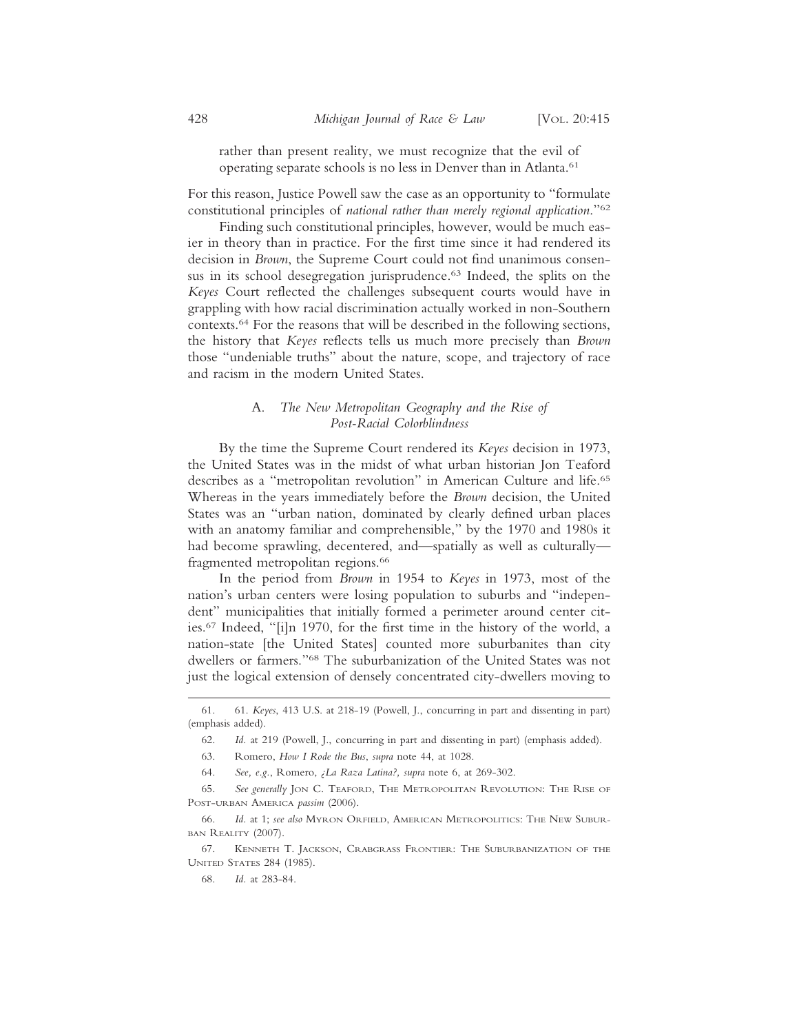rather than present reality, we must recognize that the evil of operating separate schools is no less in Denver than in Atlanta.[61]

For this reason, Justice Powell saw the case as an opportunity to "formulate constitutional principles of *national rather than merely regional application*."[62]

Finding such constitutional principles, however, would be much easier in theory than in practice. For the first time since it had rendered its decision in *Brown*, the Supreme Court could not find unanimous consensus in its school desegregation jurisprudence.[63] Indeed, the splits on the *Keyes* Court reflected the challenges subsequent courts would have in grappling with how racial discrimination actually worked in non-Southern contexts.[64] For the reasons that will be described in the following sections, the history that *Keyes* reflects tells us much more precisely than *Brown* those "undeniable truths" about the nature, scope, and trajectory of race and racism in the modern United States.

### A. *The New Metropolitan Geography and the Rise of Post-Racial Colorblindness*

By the time the Supreme Court rendered its *Keyes* decision in 1973, the United States was in the midst of what urban historian Jon Teaford describes as a "metropolitan revolution" in American Culture and life.[65] Whereas in the years immediately before the *Brown* decision, the United States was an "urban nation, dominated by clearly defined urban places with an anatomy familiar and comprehensible," by the 1970 and 1980s it had become sprawling, decentered, and—spatially as well as culturally—fragmented metropolitan regions.[66]

In the period from *Brown* in 1954 to *Keyes* in 1973, most of the nation's urban centers were losing population to suburbs and "independent" municipalities that initially formed a perimeter around center cities.[67] Indeed, "[i]n 1970, for the first time in the history of the world, a nation-state [the United States] counted more suburbanites than city dwellers or farmers."[68] The suburbanization of the United States was not just the logical extension of densely concentrated city-dwellers moving to

---

61. 61. *Keyes*, 413 U.S. at 218-19 (Powell, J., concurring in part and dissenting in part) (emphasis added).

62. *Id.* at 219 (Powell, J., concurring in part and dissenting in part) (emphasis added).

63. Romero, *How I Rode the Bus*, *supra* note 44, at 1028.

64. *See, e.g.*, Romero, *¿La Raza Latina?, supra* note 6, at 269-302.

65. *See generally* Jon C. Teaford, The Metropolitan Revolution: The Rise of Post-urban America *passim* (2006).

66. *Id.* at 1; *see also* Myron Orfield, American Metropolitics: The New Suburban Reality (2007).

67. Kenneth T. Jackson, Crabgrass Frontier: The Suburbanization of the United States 284 (1985).

68. *Id.* at 283-84.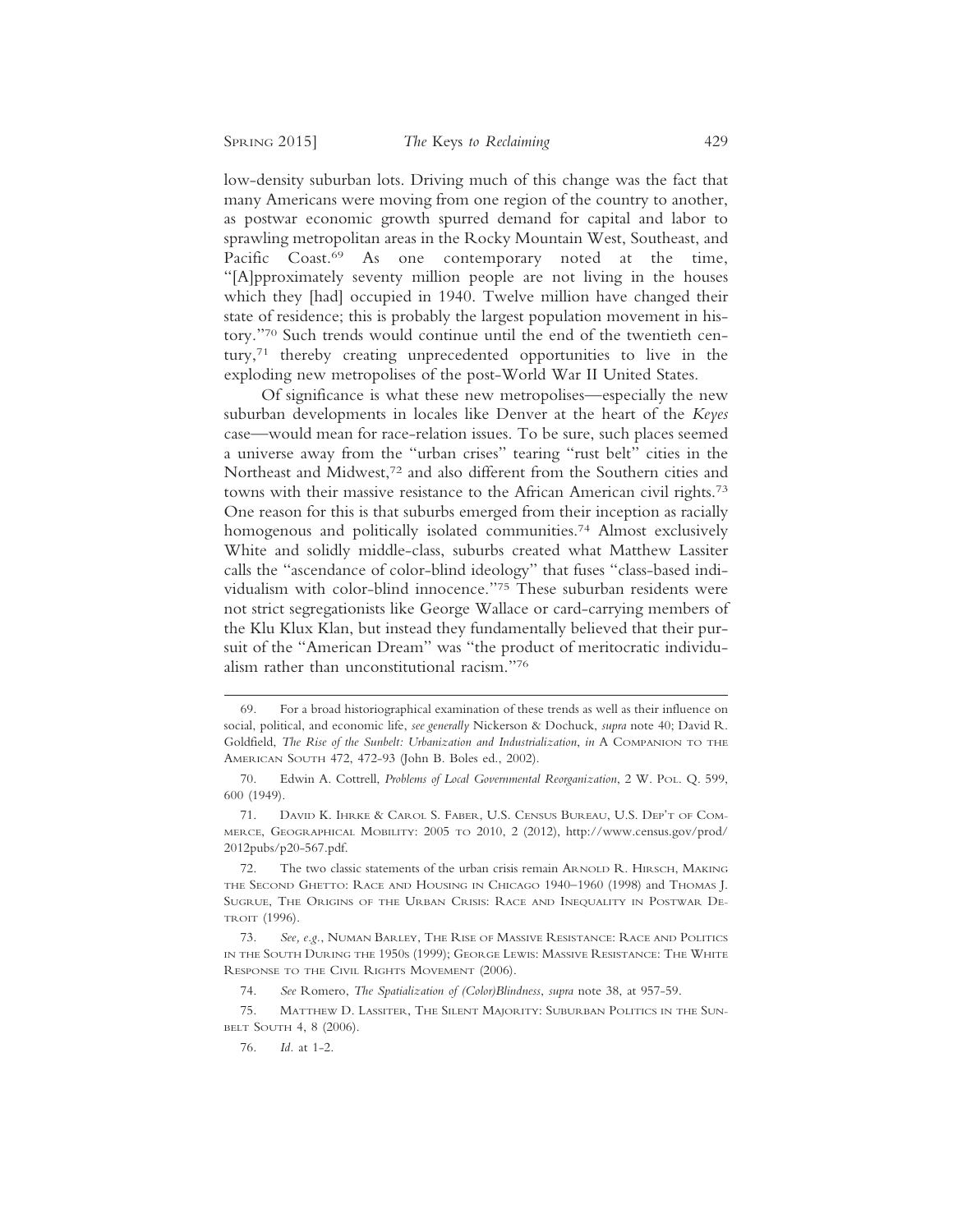low-density suburban lots. Driving much of this change was the fact that many Americans were moving from one region of the country to another, as postwar economic growth spurred demand for capital and labor to sprawling metropolitan areas in the Rocky Mountain West, Southeast, and Pacific Coast.[69] As one contemporary noted at the time, "[A]pproximately seventy million people are not living in the houses which they [had] occupied in 1940. Twelve million have changed their state of residence; this is probably the largest population movement in history."[70] Such trends would continue until the end of the twentieth century,[71] thereby creating unprecedented opportunities to live in the exploding new metropolises of the post-World War II United States.

Of significance is what these new metropolises—especially the new suburban developments in locales like Denver at the heart of the *Keyes* case—would mean for race-relation issues. To be sure, such places seemed a universe away from the "urban crises" tearing "rust belt" cities in the Northeast and Midwest,[72] and also different from the Southern cities and towns with their massive resistance to the African American civil rights.[73] One reason for this is that suburbs emerged from their inception as racially homogenous and politically isolated communities.[74] Almost exclusively White and solidly middle-class, suburbs created what Matthew Lassiter calls the "ascendance of color-blind ideology" that fuses "class-based individualism with color-blind innocence."[75] These suburban residents were not strict segregationists like George Wallace or card-carrying members of the Klu Klux Klan, but instead they fundamentally believed that their pursuit of the "American Dream" was "the product of meritocratic individualism rather than unconstitutional racism."[76]

---

69. For a broad historiographical examination of these trends as well as their influence on social, political, and economic life, *see generally* Nickerson & Dochuck, *supra* note 40; David R. Goldfield, *The Rise of the Sunbelt: Urbanization and Industrialization*, *in* A Companion to the American South 472, 472-93 (John B. Boles ed., 2002).

70. Edwin A. Cottrell, *Problems of Local Governmental Reorganization*, 2 W. Pol. Q. 599, 600 (1949).

71. David K. Ihrke & Carol S. Faber, U.S. Census Bureau, U.S. Dep't of Commerce, Geographical Mobility: 2005 to 2010, 2 (2012), http://www.census.gov/prod/2012pubs/p20-567.pdf.

72. The two classic statements of the urban crisis remain Arnold R. Hirsch, Making the Second Ghetto: Race and Housing in Chicago 1940–1960 (1998) and Thomas J. Sugrue, The Origins of the Urban Crisis: Race and Inequality in Postwar Detroit (1996).

73. *See, e.g.*, Numan Barley, The Rise of Massive Resistance: Race and Politics in the South During the 1950s (1999); George Lewis: Massive Resistance: The White Response to the Civil Rights Movement (2006).

74. *See* Romero, *The Spatialization of (Color)Blindness*, *supra* note 38, at 957-59.

75. Matthew D. Lassiter, The Silent Majority: Suburban Politics in the Sunbelt South 4, 8 (2006).

76. *Id.* at 1-2.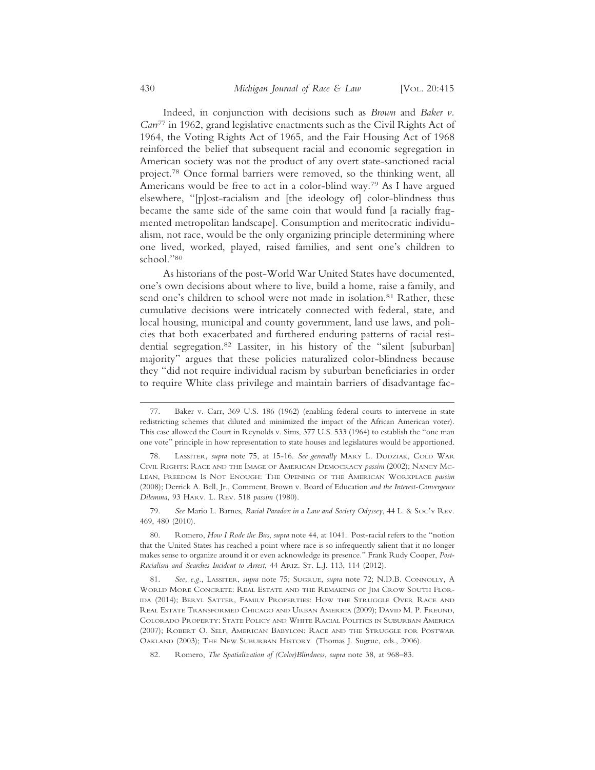Indeed, in conjunction with decisions such as *Brown* and *Baker v. Carr*[77] in 1962, grand legislative enactments such as the Civil Rights Act of 1964, the Voting Rights Act of 1965, and the Fair Housing Act of 1968 reinforced the belief that subsequent racial and economic segregation in American society was not the product of any overt state-sanctioned racial project.[78] Once formal barriers were removed, so the thinking went, all Americans would be free to act in a color-blind way.[79] As I have argued elsewhere, "[p]ost-racialism and [the ideology of] color-blindness thus became the same side of the same coin that would fund [a racially fragmented metropolitan landscape]. Consumption and meritocratic individualism, not race, would be the only organizing principle determining where one lived, worked, played, raised families, and sent one's children to school."[80]

As historians of the post-World War United States have documented, one's own decisions about where to live, build a home, raise a family, and send one's children to school were not made in isolation.[81] Rather, these cumulative decisions were intricately connected with federal, state, and local housing, municipal and county government, land use laws, and policies that both exacerbated and furthered enduring patterns of racial residential segregation.[82] Lassiter, in his history of the "silent [suburban] majority" argues that these policies naturalized color-blindness because they "did not require individual racism by suburban beneficiaries in order to require White class privilege and maintain barriers of disadvantage fac-

---

77. Baker v. Carr, 369 U.S. 186 (1962) (enabling federal courts to intervene in state redistricting schemes that diluted and minimized the impact of the African American voter). This case allowed the Court in Reynolds v. Sims, 377 U.S. 533 (1964) to establish the "one man one vote" principle in how representation to state houses and legislatures would be apportioned.

78. Lassiter, *supra* note 75, at 15-16. *See generally* Mary L. Dudziak, Cold War Civil Rights: Race and the Image of American Democracy *passim* (2002); Nancy McLean, Freedom Is Not Enough: The Opening of the American Workplace *passim* (2008); Derrick A. Bell, Jr., Comment, Brown v. Board of Education *and the Interest-Convergence Dilemma*, 93 Harv. L. Rev. 518 *passim* (1980).

79. *See* Mario L. Barnes, *Racial Paradox in a Law and Society Odyssey*, 44 L. & Soc'y Rev. 469, 480 (2010).

80. Romero, *How I Rode the Bus*, *supra* note 44, at 1041. Post-racial refers to the "notion that the United States has reached a point where race is so infrequently salient that it no longer makes sense to organize around it or even acknowledge its presence." Frank Rudy Cooper, *Post-Racialism and Searches Incident to Arrest*, 44 Ariz. St. L.J. 113, 114 (2012).

81. *See, e.g.*, Lassiter, *supra* note 75; Sugrue, *supra* note 72; N.D.B. Connolly, A World More Concrete: Real Estate and the Remaking of Jim Crow South Florida (2014); Beryl Satter, Family Properties: How the Struggle Over Race and Real Estate Transformed Chicago and Urban America (2009); David M. P. Freund, Colorado Property: State Policy and White Racial Politics in Suburban America (2007); Robert O. Self, American Babylon: Race and the Struggle for Postwar Oakland (2003); The New Suburban History (Thomas J. Sugrue, eds., 2006).

82. Romero, *The Spatialization of (Color)Blindness*, *supra* note 38, at 968–83.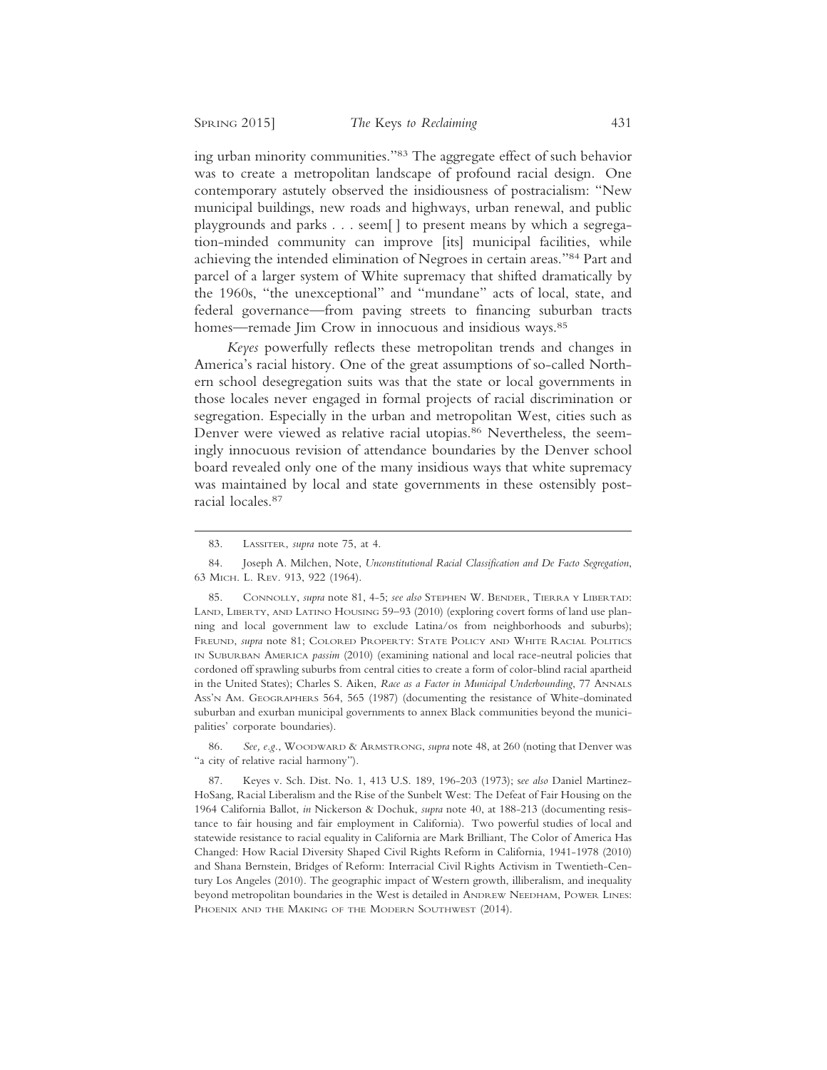ing urban minority communities."[83] The aggregate effect of such behavior was to create a metropolitan landscape of profound racial design. One contemporary astutely observed the insidiousness of postracialism: "New municipal buildings, new roads and highways, urban renewal, and public playgrounds and parks . . . seem[ ] to present means by which a segregation-minded community can improve [its] municipal facilities, while achieving the intended elimination of Negroes in certain areas."[84] Part and parcel of a larger system of White supremacy that shifted dramatically by the 1960s, "the unexceptional" and "mundane" acts of local, state, and federal governance—from paving streets to financing suburban tracts homes—remade Jim Crow in innocuous and insidious ways.[85]

*Keyes* powerfully reflects these metropolitan trends and changes in America's racial history. One of the great assumptions of so-called Northern school desegregation suits was that the state or local governments in those locales never engaged in formal projects of racial discrimination or segregation. Especially in the urban and metropolitan West, cities such as Denver were viewed as relative racial utopias.[86] Nevertheless, the seemingly innocuous revision of attendance boundaries by the Denver school board revealed only one of the many insidious ways that white supremacy was maintained by local and state governments in these ostensibly post-racial locales.[87]

---

83. Lassiter, *supra* note 75, at 4.

84. Joseph A. Milchen, Note, *Unconstitutional Racial Classification and De Facto Segregation*, 63 Mich. L. Rev. 913, 922 (1964).

85. Connolly, *supra* note 81, 4-5; *see also* Stephen W. Bender, Tierra y Libertad: Land, Liberty, and Latino Housing 59–93 (2010) (exploring covert forms of land use planning and local government law to exclude Latina/os from neighborhoods and suburbs); Freund, *supra* note 81; Colored Property: State Policy and White Racial Politics in Suburban America *passim* (2010) (examining national and local race-neutral policies that cordoned off sprawling suburbs from central cities to create a form of color-blind racial apartheid in the United States); Charles S. Aiken, *Race as a Factor in Municipal Underbounding*, 77 Annals Ass'n Am. Geographers 564, 565 (1987) (documenting the resistance of White-dominated suburban and exurban municipal governments to annex Black communities beyond the municipalities' corporate boundaries).

86. *See, e.g.*, Woodward & Armstrong, *supra* note 48, at 260 (noting that Denver was "a city of relative racial harmony").

87. Keyes v. Sch. Dist. No. 1, 413 U.S. 189, 196-203 (1973); *see also* Daniel Martinez-HoSang, Racial Liberalism and the Rise of the Sunbelt West: The Defeat of Fair Housing on the 1964 California Ballot, *in* Nickerson & Dochuk, *supra* note 40, at 188-213 (documenting resistance to fair housing and fair employment in California). Two powerful studies of local and statewide resistance to racial equality in California are Mark Brilliant, The Color of America Has Changed: How Racial Diversity Shaped Civil Rights Reform in California, 1941-1978 (2010) and Shana Bernstein, Bridges of Reform: Interracial Civil Rights Activism in Twentieth-Century Los Angeles (2010). The geographic impact of Western growth, illiberalism, and inequality beyond metropolitan boundaries in the West is detailed in Andrew Needham, Power Lines: Phoenix and the Making of the Modern Southwest (2014).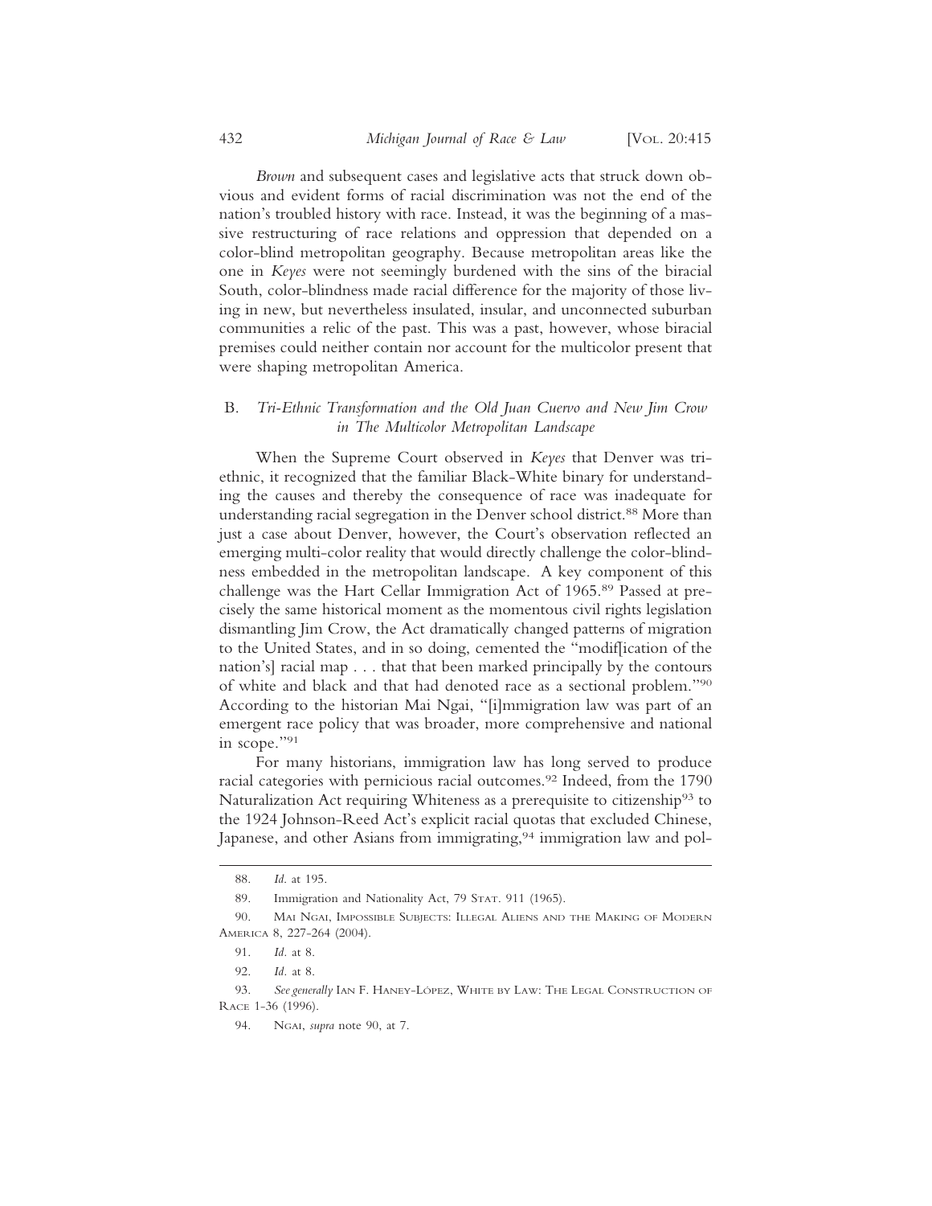*Brown* and subsequent cases and legislative acts that struck down obvious and evident forms of racial discrimination was not the end of the nation's troubled history with race. Instead, it was the beginning of a massive restructuring of race relations and oppression that depended on a color-blind metropolitan geography. Because metropolitan areas like the one in *Keyes* were not seemingly burdened with the sins of the biracial South, color-blindness made racial difference for the majority of those living in new, but nevertheless insulated, insular, and unconnected suburban communities a relic of the past. This was a past, however, whose biracial premises could neither contain nor account for the multicolor present that were shaping metropolitan America.

### B. *Tri-Ethnic Transformation and the Old Juan Cuervo and New Jim Crow in The Multicolor Metropolitan Landscape*

When the Supreme Court observed in *Keyes* that Denver was tri-ethnic, it recognized that the familiar Black-White binary for understanding the causes and thereby the consequence of race was inadequate for understanding racial segregation in the Denver school district.[88] More than just a case about Denver, however, the Court's observation reflected an emerging multi-color reality that would directly challenge the color-blindness embedded in the metropolitan landscape. A key component of this challenge was the Hart Cellar Immigration Act of 1965.[89] Passed at precisely the same historical moment as the momentous civil rights legislation dismantling Jim Crow, the Act dramatically changed patterns of migration to the United States, and in so doing, cemented the "modif[ication of the nation's] racial map . . . that that been marked principally by the contours of white and black and that had denoted race as a sectional problem."[90] According to the historian Mai Ngai, "[i]mmigration law was part of an emergent race policy that was broader, more comprehensive and national in scope."[91]

For many historians, immigration law has long served to produce racial categories with pernicious racial outcomes.[92] Indeed, from the 1790 Naturalization Act requiring Whiteness as a prerequisite to citizenship[93] to the 1924 Johnson-Reed Act's explicit racial quotas that excluded Chinese, Japanese, and other Asians from immigrating,[94] immigration law and pol-

---

88. *Id.* at 195.

89. Immigration and Nationality Act, 79 Stat. 911 (1965).

90. Mai Ngai, Impossible Subjects: Illegal Aliens and the Making of Modern America 8, 227-264 (2004).

91. *Id.* at 8.

92. *Id.* at 8.

93. *See generally* Ian F. Haney-López, White by Law: The Legal Construction of Race 1-36 (1996).

94. Ngai, *supra* note 90, at 7.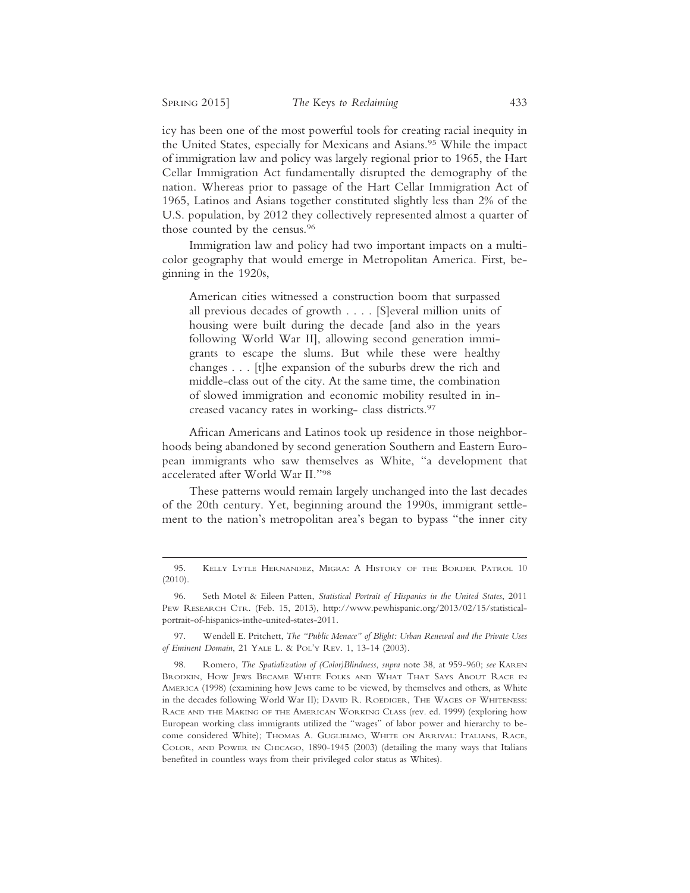icy has been one of the most powerful tools for creating racial inequity in the United States, especially for Mexicans and Asians.[95] While the impact of immigration law and policy was largely regional prior to 1965, the Hart Cellar Immigration Act fundamentally disrupted the demography of the nation. Whereas prior to passage of the Hart Cellar Immigration Act of 1965, Latinos and Asians together constituted slightly less than 2% of the U.S. population, by 2012 they collectively represented almost a quarter of those counted by the census.[96]

Immigration law and policy had two important impacts on a multicolor geography that would emerge in Metropolitan America. First, beginning in the 1920s,

> American cities witnessed a construction boom that surpassed all previous decades of growth . . . . [S]everal million units of housing were built during the decade [and also in the years following World War II], allowing second generation immigrants to escape the slums. But while these were healthy changes . . . [t]he expansion of the suburbs drew the rich and middle-class out of the city. At the same time, the combination of slowed immigration and economic mobility resulted in increased vacancy rates in working- class districts.[97]

African Americans and Latinos took up residence in those neighborhoods being abandoned by second generation Southern and Eastern European immigrants who saw themselves as White, "a development that accelerated after World War II."[98]

These patterns would remain largely unchanged into the last decades of the 20th century. Yet, beginning around the 1990s, immigrant settlement to the nation's metropolitan area's began to bypass "the inner city

---

95. Kelly Lytle Hernandez, Migra: A History of the Border Patrol 10 (2010).

96. Seth Motel & Eileen Patten, *Statistical Portrait of Hispanics in the United States*, 2011 Pew Research Ctr. (Feb. 15, 2013), http://www.pewhispanic.org/2013/02/15/statistical-portrait-of-hispanics-inthe-united-states-2011.

97. Wendell E. Pritchett, *The "Public Menace" of Blight: Urban Renewal and the Private Uses of Eminent Domain*, 21 Yale L. & Pol'y Rev. 1, 13-14 (2003).

98. Romero, *The Spatialization of (Color)Blindness*, *supra* note 38, at 959-960; *see* Karen Brodkin, How Jews Became White Folks and What That Says About Race in America (1998) (examining how Jews came to be viewed, by themselves and others, as White in the decades following World War II); David R. Roediger, The Wages of Whiteness: Race and the Making of the American Working Class (rev. ed. 1999) (exploring how European working class immigrants utilized the "wages" of labor power and hierarchy to become considered White); Thomas A. Guglielmo, White on Arrival: Italians, Race, Color, and Power in Chicago, 1890-1945 (2003) (detailing the many ways that Italians benefited in countless ways from their privileged color status as Whites).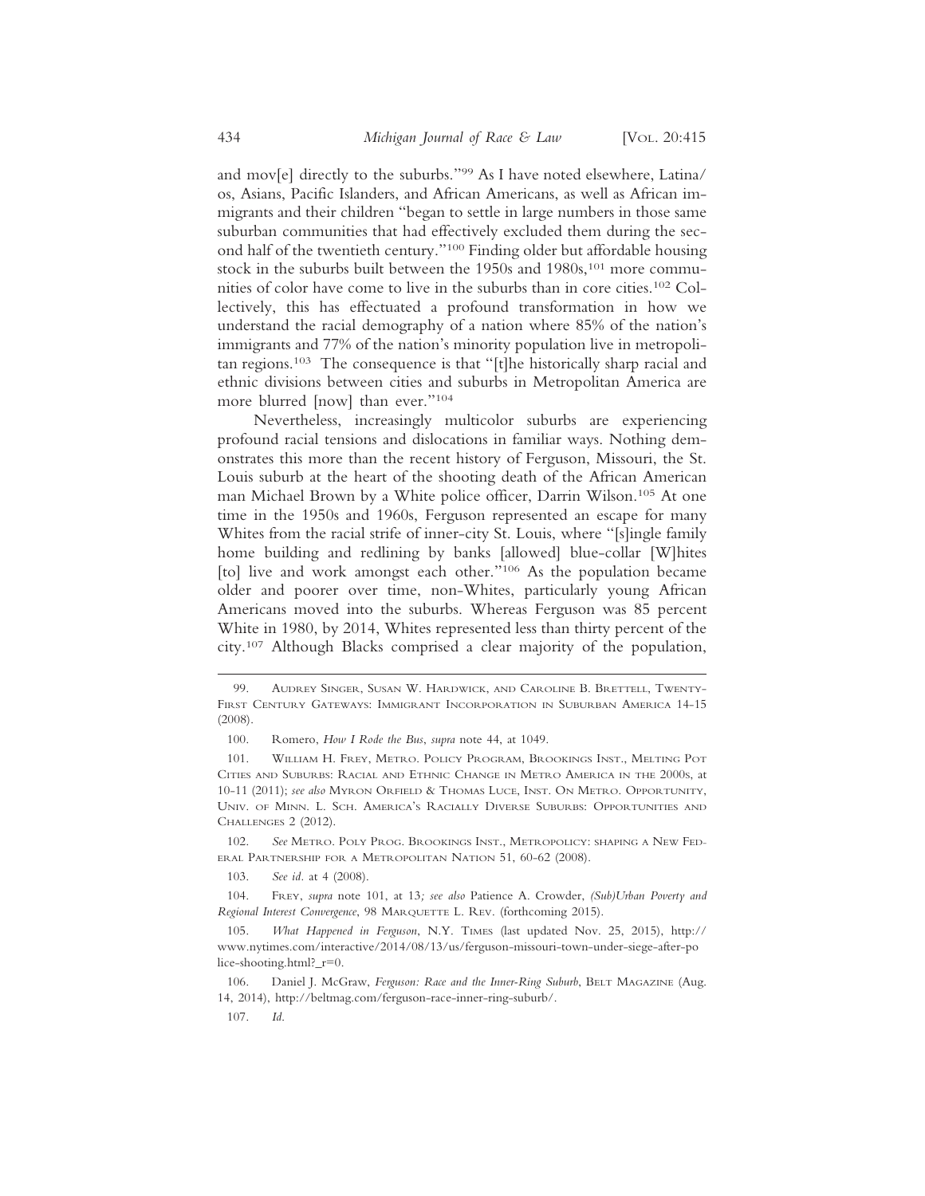and mov[e] directly to the suburbs."[99] As I have noted elsewhere, Latina/os, Asians, Pacific Islanders, and African Americans, as well as African immigrants and their children "began to settle in large numbers in those same suburban communities that had effectively excluded them during the second half of the twentieth century."[100] Finding older but affordable housing stock in the suburbs built between the 1950s and 1980s,[101] more communities of color have come to live in the suburbs than in core cities.[102] Collectively, this has effectuated a profound transformation in how we understand the racial demography of a nation where 85% of the nation's immigrants and 77% of the nation's minority population live in metropolitan regions.[103] The consequence is that "[t]he historically sharp racial and ethnic divisions between cities and suburbs in Metropolitan America are more blurred [now] than ever."[104]

Nevertheless, increasingly multicolor suburbs are experiencing profound racial tensions and dislocations in familiar ways. Nothing demonstrates this more than the recent history of Ferguson, Missouri, the St. Louis suburb at the heart of the shooting death of the African American man Michael Brown by a White police officer, Darrin Wilson.[105] At one time in the 1950s and 1960s, Ferguson represented an escape for many Whites from the racial strife of inner-city St. Louis, where "[s]ingle family home building and redlining by banks [allowed] blue-collar [W]hites [to] live and work amongst each other."[106] As the population became older and poorer over time, non-Whites, particularly young African Americans moved into the suburbs. Whereas Ferguson was 85 percent White in 1980, by 2014, Whites represented less than thirty percent of the city.[107] Although Blacks comprised a clear majority of the population,

---

99. Audrey Singer, Susan W. Hardwick, and Caroline B. Brettell, Twenty-First Century Gateways: Immigrant Incorporation in Suburban America 14-15 (2008).

100. Romero, *How I Rode the Bus*, *supra* note 44, at 1049.

101. William H. Frey, Metro. Policy Program, Brookings Inst., Melting Pot Cities and Suburbs: Racial and Ethnic Change in Metro America in the 2000s, at 10-11 (2011); *see also* Myron Orfield & Thomas Luce, Inst. On Metro. Opportunity, Univ. of Minn. L. Sch. America's Racially Diverse Suburbs: Opportunities and Challenges 2 (2012).

102. *See* Metro. Poly Prog. Brookings Inst., Metropolicy: shaping a New Federal Partnership for a Metropolitan Nation 51, 60-62 (2008).

103. *See id.* at 4 (2008).

104. Frey, *supra* note 101, at 13*; see also* Patience A. Crowder, *(Sub)Urban Poverty and Regional Interest Convergence*, 98 Marquette L. Rev. (forthcoming 2015).

105. *What Happened in Ferguson*, N.Y. Times (last updated Nov. 25, 2015), http://www.nytimes.com/interactive/2014/08/13/us/ferguson-missouri-town-under-siege-after-police-shooting.html?_r=0.

106. Daniel J. McGraw, *Ferguson: Race and the Inner-Ring Suburb*, Belt Magazine (Aug. 14, 2014), http://beltmag.com/ferguson-race-inner-ring-suburb/.

107. *Id.*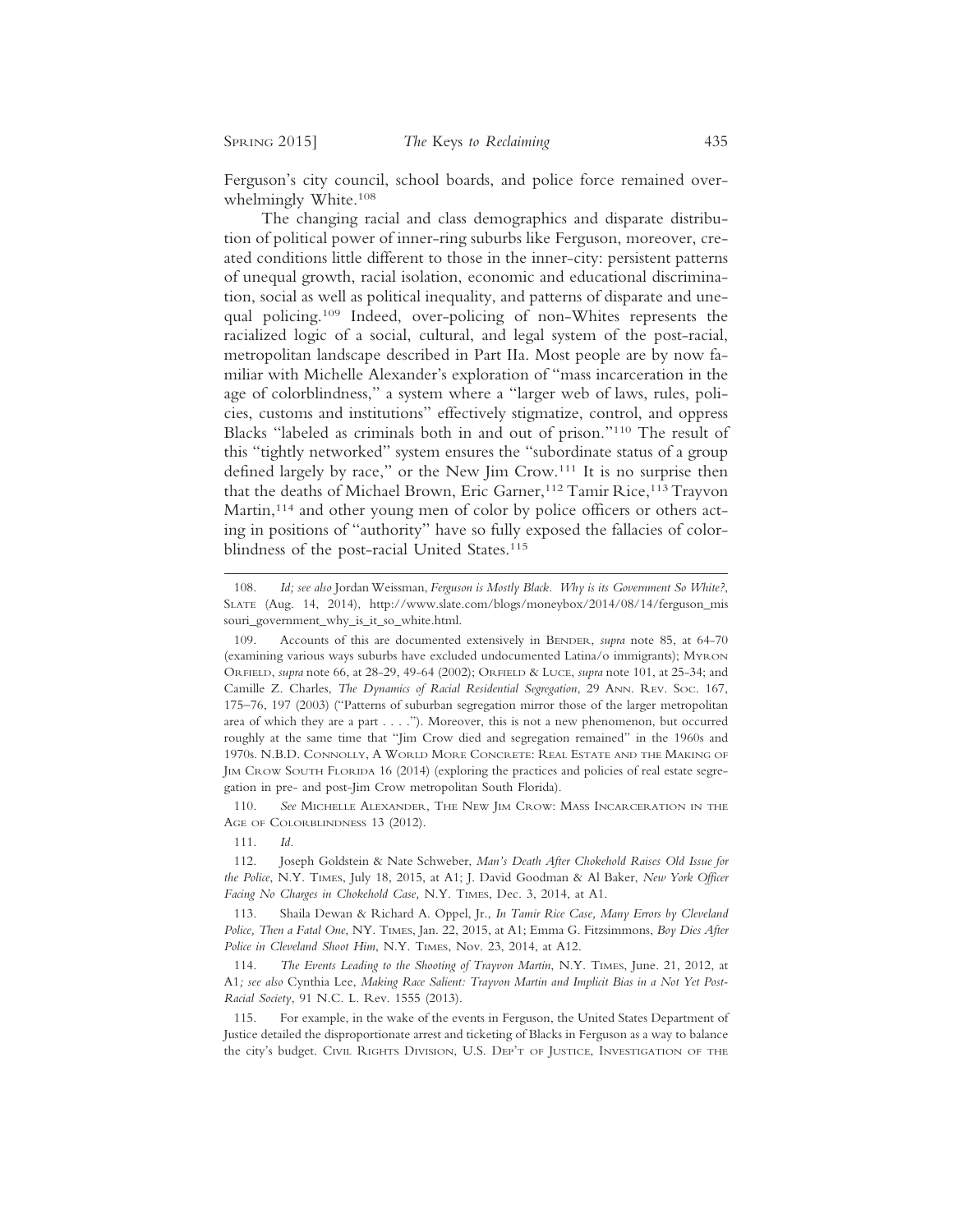Ferguson's city council, school boards, and police force remained overwhelmingly White.[108]

The changing racial and class demographics and disparate distribution of political power of inner-ring suburbs like Ferguson, moreover, created conditions little different to those in the inner-city: persistent patterns of unequal growth, racial isolation, economic and educational discrimination, social as well as political inequality, and patterns of disparate and unequal policing.[109] Indeed, over-policing of non-Whites represents the racialized logic of a social, cultural, and legal system of the post-racial, metropolitan landscape described in Part IIa. Most people are by now familiar with Michelle Alexander's exploration of "mass incarceration in the age of colorblindness," a system where a "larger web of laws, rules, policies, customs and institutions" effectively stigmatize, control, and oppress Blacks "labeled as criminals both in and out of prison."[110] The result of this "tightly networked" system ensures the "subordinate status of a group defined largely by race," or the New Jim Crow.[111] It is no surprise then that the deaths of Michael Brown, Eric Garner,[112] Tamir Rice,[113] Trayvon Martin,[114] and other young men of color by police officers or others acting in positions of "authority" have so fully exposed the fallacies of colorblindness of the post-racial United States.[115]

---

108. *Id; see also* Jordan Weissman, *Ferguson is Mostly Black. Why is its Government So White?*, SLATE (Aug. 14, 2014), http://www.slate.com/blogs/moneybox/2014/08/14/ferguson_missouri_government_why_is_it_so_white.html.

109. Accounts of this are documented extensively in BENDER, *supra* note 85, at 64-70 (examining various ways suburbs have excluded undocumented Latina/o immigrants); MYRON ORFIELD, *supra* note 66, at 28-29, 49-64 (2002); ORFIELD & LUCE, *supra* note 101, at 25-34; and Camille Z. Charles, *The Dynamics of Racial Residential Segregation*, 29 ANN. REV. SOC. 167, 175–76, 197 (2003) ("Patterns of suburban segregation mirror those of the larger metropolitan area of which they are a part . . . ."). Moreover, this is not a new phenomenon, but occurred roughly at the same time that "Jim Crow died and segregation remained" in the 1960s and 1970s. N.B.D. CONNOLLY, A WORLD MORE CONCRETE: REAL ESTATE AND THE MAKING OF JIM CROW SOUTH FLORIDA 16 (2014) (exploring the practices and policies of real estate segregation in pre- and post-Jim Crow metropolitan South Florida).

110. *See* MICHELLE ALEXANDER, THE NEW JIM CROW: MASS INCARCERATION IN THE AGE OF COLORBLINDNESS 13 (2012).

111. *Id*.

112. Joseph Goldstein & Nate Schweber, *Man's Death After Chokehold Raises Old Issue for the Police*, N.Y. TIMES, July 18, 2015, at A1; J. David Goodman & Al Baker, *New York Officer Facing No Charges in Chokehold Case,* N.Y. TIMES, Dec. 3, 2014, at A1.

113. Shaila Dewan & Richard A. Oppel, Jr., *In Tamir Rice Case, Many Errors by Cleveland Police, Then a Fatal One*, NY. TIMES, Jan. 22, 2015, at A1; Emma G. Fitzsimmons, *Boy Dies After Police in Cleveland Shoot Him*, N.Y. TIMES, Nov. 23, 2014, at A12.

114. *The Events Leading to the Shooting of Trayvon Martin*, N.Y. TIMES, June. 21, 2012, at A1*; see also* Cynthia Lee, *Making Race Salient: Trayvon Martin and Implicit Bias in a Not Yet Post-Racial Society*, 91 N.C. L. Rev. 1555 (2013).

115. For example, in the wake of the events in Ferguson, the United States Department of Justice detailed the disproportionate arrest and ticketing of Blacks in Ferguson as a way to balance the city's budget. CIVIL RIGHTS DIVISION, U.S. DEP'T OF JUSTICE, INVESTIGATION OF THE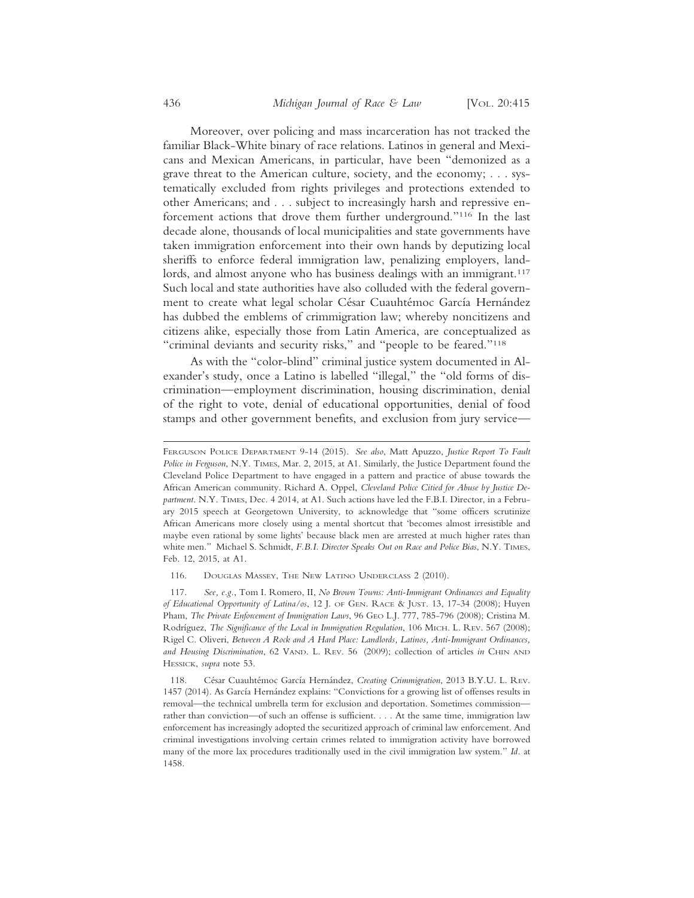Moreover, over policing and mass incarceration has not tracked the familiar Black-White binary of race relations. Latinos in general and Mexicans and Mexican Americans, in particular, have been "demonized as a grave threat to the American culture, society, and the economy; . . . systematically excluded from rights privileges and protections extended to other Americans; and . . . subject to increasingly harsh and repressive enforcement actions that drove them further underground."[116] In the last decade alone, thousands of local municipalities and state governments have taken immigration enforcement into their own hands by deputizing local sheriffs to enforce federal immigration law, penalizing employers, landlords, and almost anyone who has business dealings with an immigrant.[117] Such local and state authorities have also colluded with the federal government to create what legal scholar César Cuauhtémoc García Hernández has dubbed the emblems of crimmigration law; whereby noncitizens and citizens alike, especially those from Latin America, are conceptualized as "criminal deviants and security risks," and "people to be feared."[118]

As with the "color-blind" criminal justice system documented in Alexander's study, once a Latino is labelled "illegal," the "old forms of discrimination—employment discrimination, housing discrimination, denial of the right to vote, denial of educational opportunities, denial of food stamps and other government benefits, and exclusion from jury service—

---

FERGUSON POLICE DEPARTMENT 9-14 (2015). *See also*, Matt Apuzzo, *Justice Report To Fault Police in Ferguson*, N.Y. TIMES, Mar. 2, 2015, at A1. Similarly, the Justice Department found the Cleveland Police Department to have engaged in a pattern and practice of abuse towards the African American community. Richard A. Oppel, *Cleveland Police Citied for Abuse by Justice Department*. N.Y. TIMES, Dec. 4 2014, at A1. Such actions have led the F.B.I. Director, in a February 2015 speech at Georgetown University, to acknowledge that "some officers scrutinize African Americans more closely using a mental shortcut that 'becomes almost irresistible and maybe even rational by some lights' because black men are arrested at much higher rates than white men." Michael S. Schmidt, *F.B.I. Director Speaks Out on Race and Police Bias*, N.Y. TIMES, Feb. 12, 2015, at A1.

116. DOUGLAS MASSEY, THE NEW LATINO UNDERCLASS 2 (2010).

117. *See, e.g.*, Tom I. Romero, II, *No Brown Towns: Anti-Immigrant Ordinances and Equality of Educational Opportunity of Latina/os*, 12 J. OF GEN. RACE & JUST. 13, 17-34 (2008); Huyen Pham, *The Private Enforcement of Immigration Laws*, 96 GEO L.J. 777, 785-796 (2008); Cristina M. Rodríguez, *The Significance of the Local in Immigration Regulation*, 106 MICH. L. REV. 567 (2008); Rigel C. Oliveri, *Between A Rock and A Hard Place: Landlords, Latinos, Anti-Immigrant Ordinances, and Housing Discrimination*, 62 VAND. L. REV. 56 (2009); collection of articles *in* CHIN AND HESSICK, *supra* note 53.

118. César Cuauhtémoc García Hernández, *Creating Crimmigration*, 2013 B.Y.U. L. REV. 1457 (2014). As García Hernández explains: "Convictions for a growing list of offenses results in removal—the technical umbrella term for exclusion and deportation. Sometimes commission—rather than conviction—of such an offense is sufficient. . . . At the same time, immigration law enforcement has increasingly adopted the securitized approach of criminal law enforcement. And criminal investigations involving certain crimes related to immigration activity have borrowed many of the more lax procedures traditionally used in the civil immigration law system." *Id.* at 1458.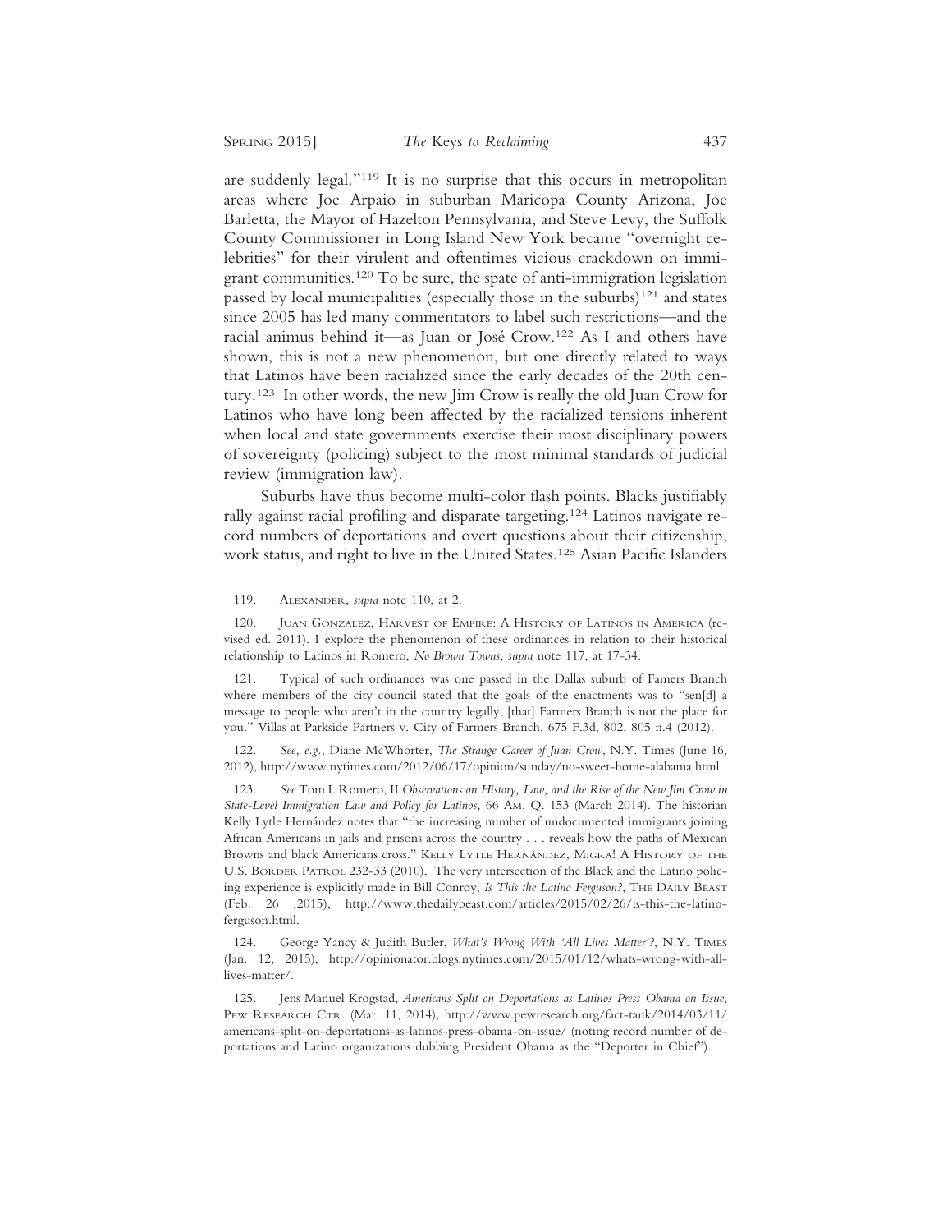are suddenly legal."[119] It is no surprise that this occurs in metropolitan areas where Joe Arpaio in suburban Maricopa County Arizona, Joe Barletta, the Mayor of Hazelton Pennsylvania, and Steve Levy, the Suffolk County Commissioner in Long Island New York became "overnight celebrities" for their virulent and oftentimes vicious crackdown on immigrant communities.[120] To be sure, the spate of anti-immigration legislation passed by local municipalities (especially those in the suburbs)[121] and states since 2005 has led many commentators to label such restrictions—and the racial animus behind it—as Juan or José Crow.[122] As I and others have shown, this is not a new phenomenon, but one directly related to ways that Latinos have been racialized since the early decades of the 20th century.[123] In other words, the new Jim Crow is really the old Juan Crow for Latinos who have long been affected by the racialized tensions inherent when local and state governments exercise their most disciplinary powers of sovereignty (policing) subject to the most minimal standards of judicial review (immigration law).

Suburbs have thus become multi-color flash points. Blacks justifiably rally against racial profiling and disparate targeting.[124] Latinos navigate record numbers of deportations and overt questions about their citizenship, work status, and right to live in the United States.[125] Asian Pacific Islanders

---

119. ALEXANDER, *supra* note 110, at 2.

120. JUAN GONZALEZ, HARVEST OF EMPIRE: A HISTORY OF LATINOS IN AMERICA (revised ed. 2011). I explore the phenomenon of these ordinances in relation to their historical relationship to Latinos in Romero, *No Brown Towns*, *supra* note 117, at 17-34.

121. Typical of such ordinances was one passed in the Dallas suburb of Famers Branch where members of the city council stated that the goals of the enactments was to "sen[d] a message to people who aren't in the country legally, [that] Farmers Branch is not the place for you." Villas at Parkside Partners v. City of Farmers Branch, 675 F.3d, 802, 805 n.4 (2012).

122. *See, e.g.*, Diane McWhorter, *The Strange Career of Juan Crow*, N.Y. Times (June 16, 2012), http://www.nytimes.com/2012/06/17/opinion/sunday/no-sweet-home-alabama.html.

123. *See* Tom I. Romero, II *Observations on History, Law, and the Rise of the New Jim Crow in State-Level Immigration Law and Policy for Latinos,* 66 AM. Q. 153 (March 2014). The historian Kelly Lytle Hernández notes that "the increasing number of undocumented immigrants joining African Americans in jails and prisons across the country . . . reveals how the paths of Mexican Browns and black Americans cross." KELLY LYTLE HERNÁNDEZ, MIGRA! A HISTORY OF THE U.S. BORDER PATROL 232-33 (2010). The very intersection of the Black and the Latino policing experience is explicitly made in Bill Conroy, *Is This the Latino Ferguson?*, THE DAILY BEAST (Feb. 26 ,2015), http://www.thedailybeast.com/articles/2015/02/26/is-this-the-latino-ferguson.html.

124. George Yancy & Judith Butler, *What's Wrong With 'All Lives Matter'?*, N.Y. TIMES (Jan. 12, 2015), http://opinionator.blogs.nytimes.com/2015/01/12/whats-wrong-with-all-lives-matter/.

125. Jens Manuel Krogstad, *Americans Split on Deportations as Latinos Press Obama on Issue*, PEW RESEARCH CTR. (Mar. 11, 2014), http://www.pewresearch.org/fact-tank/2014/03/11/americans-split-on-deportations-as-latinos-press-obama-on-issue/ (noting record number of deportations and Latino organizations dubbing President Obama as the "Deporter in Chief").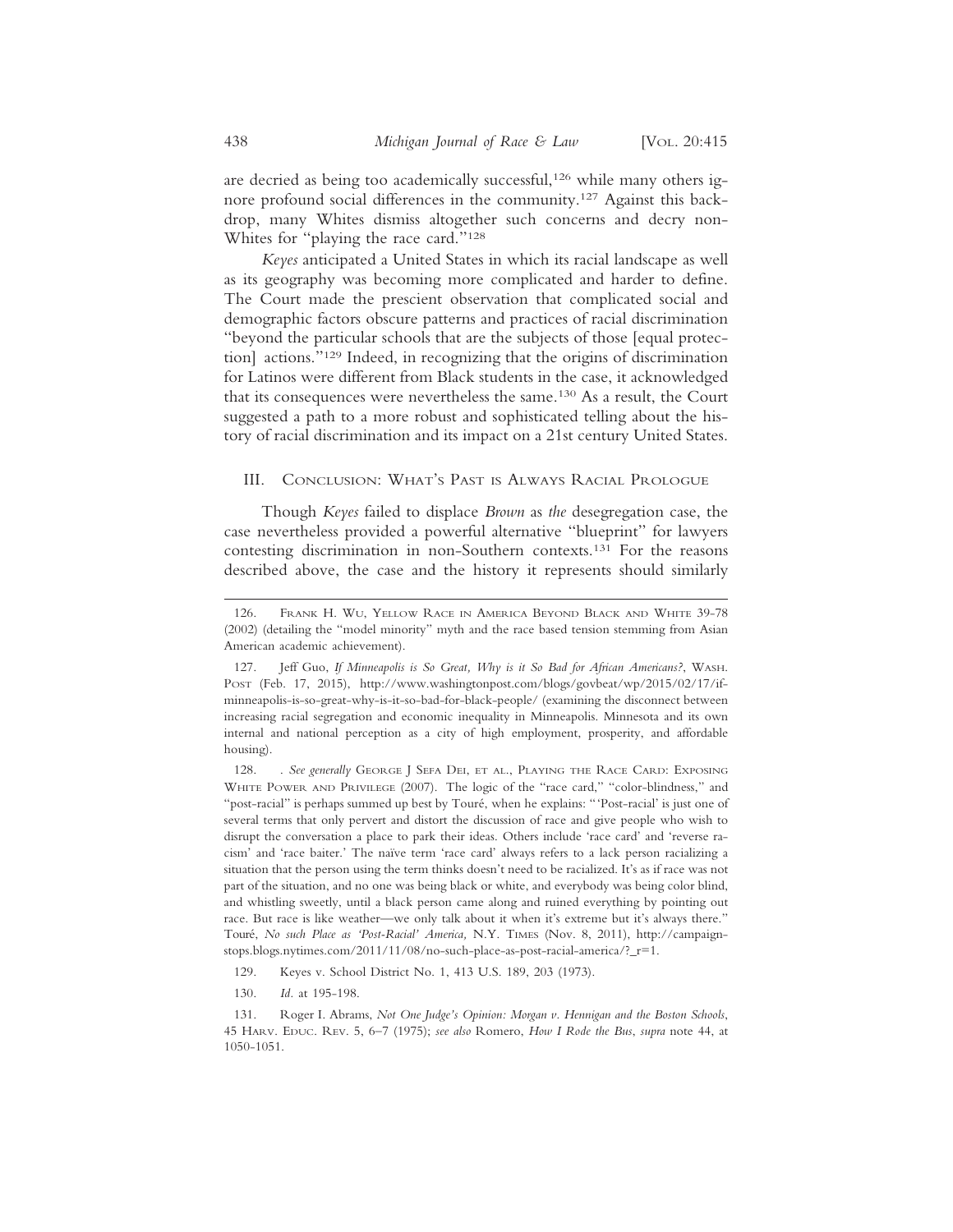are decried as being too academically successful,[126] while many others ignore profound social differences in the community.[127] Against this backdrop, many Whites dismiss altogether such concerns and decry non-Whites for "playing the race card."[128]

*Keyes* anticipated a United States in which its racial landscape as well as its geography was becoming more complicated and harder to define. The Court made the prescient observation that complicated social and demographic factors obscure patterns and practices of racial discrimination "beyond the particular schools that are the subjects of those [equal protection] actions."[129] Indeed, in recognizing that the origins of discrimination for Latinos were different from Black students in the case, it acknowledged that its consequences were nevertheless the same.[130] As a result, the Court suggested a path to a more robust and sophisticated telling about the history of racial discrimination and its impact on a 21st century United States.

## III. Conclusion: What's Past is Always Racial Prologue

Though *Keyes* failed to displace *Brown* as *the* desegregation case, the case nevertheless provided a powerful alternative "blueprint" for lawyers contesting discrimination in non-Southern contexts.[131] For the reasons described above, the case and the history it represents should similarly

---

126. Frank H. Wu, Yellow Race in America Beyond Black and White 39-78 (2002) (detailing the "model minority" myth and the race based tension stemming from Asian American academic achievement).

127. Jeff Guo, *If Minneapolis is So Great, Why is it So Bad for African Americans?*, Wash. Post (Feb. 17, 2015), http://www.washingtonpost.com/blogs/govbeat/wp/2015/02/17/if-minneapolis-is-so-great-why-is-it-so-bad-for-black-people/ (examining the disconnect between increasing racial segregation and economic inequality in Minneapolis. Minnesota and its own internal and national perception as a city of high employment, prosperity, and affordable housing).

128. . *See generally* George J Sefa Dei, et al., Playing the Race Card: Exposing White Power and Privilege (2007). The logic of the "race card," "color-blindness," and "post-racial" is perhaps summed up best by Touré, when he explains: "'Post-racial' is just one of several terms that only pervert and distort the discussion of race and give people who wish to disrupt the conversation a place to park their ideas. Others include 'race card' and 'reverse racism' and 'race baiter.' The naïve term 'race card' always refers to a lack person racializing a situation that the person using the term thinks doesn't need to be racialized. It's as if race was not part of the situation, and no one was being black or white, and everybody was being color blind, and whistling sweetly, until a black person came along and ruined everything by pointing out race. But race is like weather—we only talk about it when it's extreme but it's always there." Touré, *No such Place as 'Post-Racial' America,* N.Y. Times (Nov. 8, 2011), http://campaign-stops.blogs.nytimes.com/2011/11/08/no-such-place-as-post-racial-america/?_r=1.

129. Keyes v. School District No. 1, 413 U.S. 189, 203 (1973).

130. *Id.* at 195-198.

131. Roger I. Abrams, *Not One Judge's Opinion: Morgan v. Hennigan and the Boston Schools*, 45 Harv. Educ. Rev. 5, 6–7 (1975); *see also* Romero, *How I Rode the Bus*, *supra* note 44, at 1050-1051.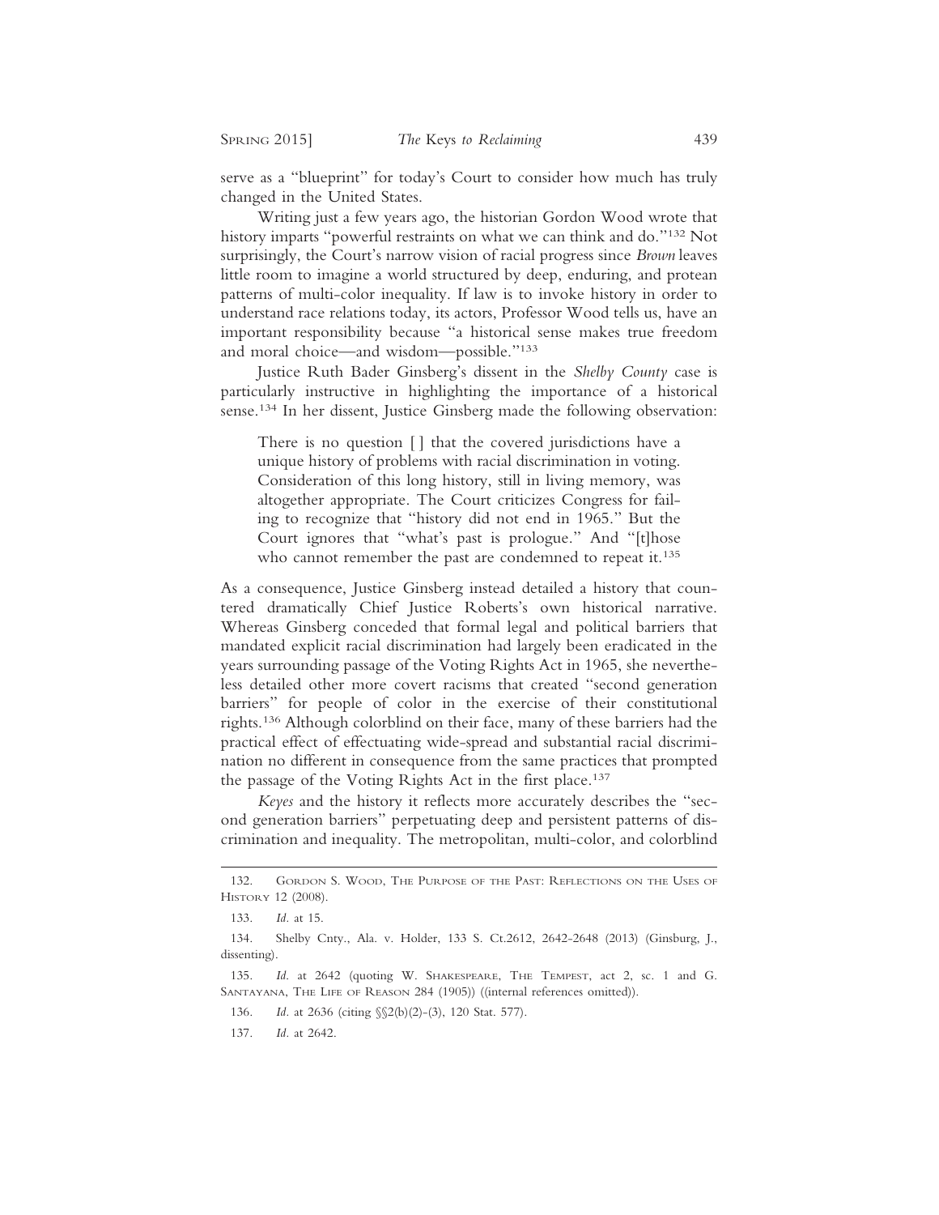serve as a "blueprint" for today's Court to consider how much has truly changed in the United States.

Writing just a few years ago, the historian Gordon Wood wrote that history imparts "powerful restraints on what we can think and do."[132] Not surprisingly, the Court's narrow vision of racial progress since *Brown* leaves little room to imagine a world structured by deep, enduring, and protean patterns of multi-color inequality. If law is to invoke history in order to understand race relations today, its actors, Professor Wood tells us, have an important responsibility because "a historical sense makes true freedom and moral choice—and wisdom—possible."[133]

Justice Ruth Bader Ginsberg's dissent in the *Shelby County* case is particularly instructive in highlighting the importance of a historical sense.[134] In her dissent, Justice Ginsberg made the following observation:

> There is no question [] that the covered jurisdictions have a unique history of problems with racial discrimination in voting. Consideration of this long history, still in living memory, was altogether appropriate. The Court criticizes Congress for failing to recognize that "history did not end in 1965." But the Court ignores that "what's past is prologue." And "[t]hose who cannot remember the past are condemned to repeat it.[135]

As a consequence, Justice Ginsberg instead detailed a history that countered dramatically Chief Justice Roberts's own historical narrative. Whereas Ginsberg conceded that formal legal and political barriers that mandated explicit racial discrimination had largely been eradicated in the years surrounding passage of the Voting Rights Act in 1965, she nevertheless detailed other more covert racisms that created "second generation barriers" for people of color in the exercise of their constitutional rights.[136] Although colorblind on their face, many of these barriers had the practical effect of effectuating wide-spread and substantial racial discrimination no different in consequence from the same practices that prompted the passage of the Voting Rights Act in the first place.[137]

*Keyes* and the history it reflects more accurately describes the "second generation barriers" perpetuating deep and persistent patterns of discrimination and inequality. The metropolitan, multi-color, and colorblind

---

132. Gordon S. Wood, The Purpose of the Past: Reflections on the Uses of History 12 (2008).

133. *Id.* at 15.

134. Shelby Cnty., Ala. v. Holder, 133 S. Ct.2612, 2642-2648 (2013) (Ginsburg, J., dissenting).

135. *Id.* at 2642 (quoting W. Shakespeare, The Tempest, act 2, sc. 1 and G. Santayana, The Life of Reason 284 (1905)) ((internal references omitted)).

136. *Id.* at 2636 (citing §§2(b)(2)-(3), 120 Stat. 577).

137. *Id.* at 2642.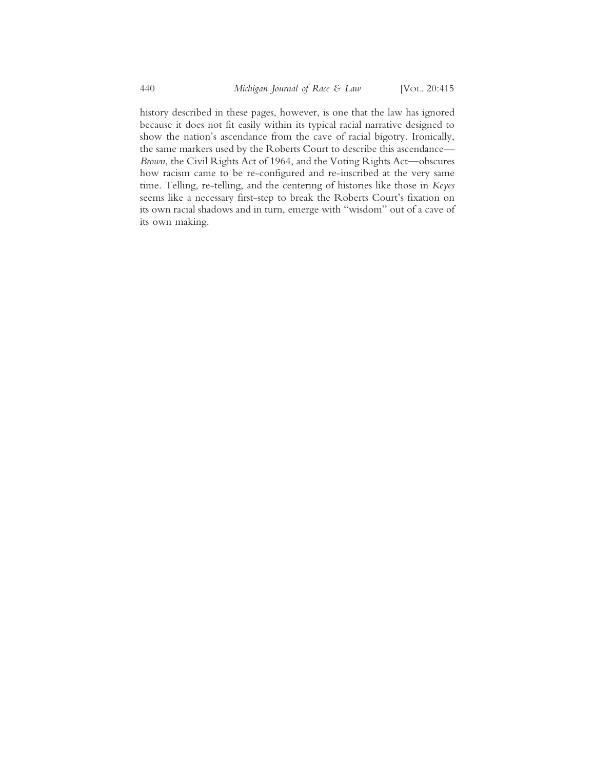history described in these pages, however, is one that the law has ignored because it does not fit easily within its typical racial narrative designed to show the nation's ascendance from the cave of racial bigotry. Ironically, the same markers used by the Roberts Court to describe this ascendance—*Brown*, the Civil Rights Act of 1964, and the Voting Rights Act—obscures how racism came to be re-configured and re-inscribed at the very same time. Telling, re-telling, and the centering of histories like those in *Keyes* seems like a necessary first-step to break the Roberts Court's fixation on its own racial shadows and in turn, emerge with "wisdom" out of a cave of its own making.